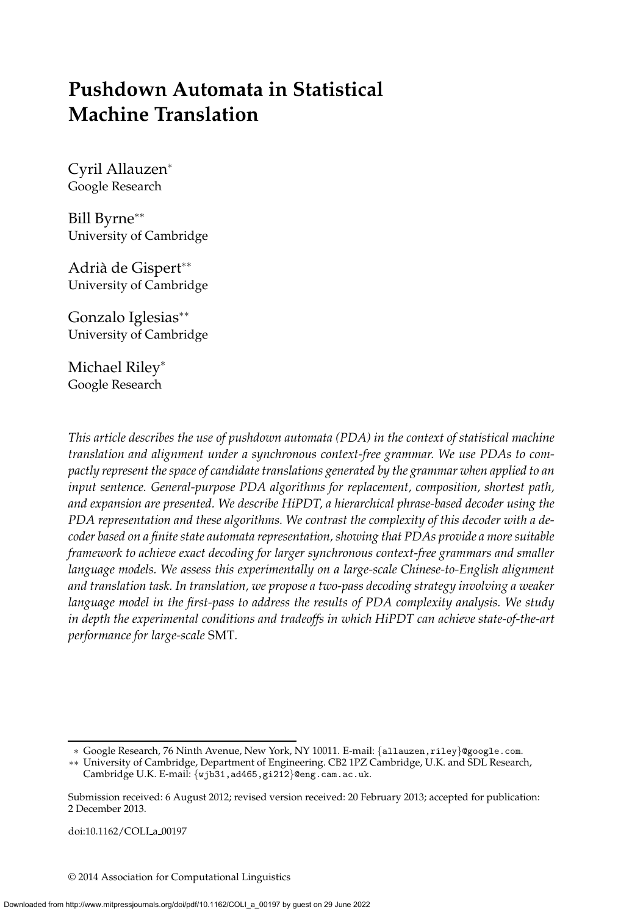# Pushdown Automata in Statistical Machine Translation

Cyril Allauzen*
Google Research

Bill Byrne**
University of Cambridge

Adrià de Gispert**
University of Cambridge

Gonzalo Iglesias**
University of Cambridge

Michael Riley*
Google Research

*This article describes the use of pushdown automata (PDA) in the context of statistical machine translation and alignment under a synchronous context-free grammar. We use PDAs to compactly represent the space of candidate translations generated by the grammar when applied to an input sentence. General-purpose PDA algorithms for replacement, composition, shortest path, and expansion are presented. We describe HiPDT, a hierarchical phrase-based decoder using the PDA representation and these algorithms. We contrast the complexity of this decoder with a decoder based on a finite state automata representation, showing that PDAs provide a more suitable framework to achieve exact decoding for larger synchronous context-free grammars and smaller language models. We assess this experimentally on a large-scale Chinese-to-English alignment and translation task. In translation, we propose a two-pass decoding strategy involving a weaker language model in the first-pass to address the results of PDA complexity analysis. We study in depth the experimental conditions and tradeoffs in which HiPDT can achieve state-of-the-art performance for large-scale* SMT.

* Google Research, 76 Ninth Avenue, New York, NY 10011. E-mail: {allauzen,riley}@google.com.

** University of Cambridge, Department of Engineering. CB2 1PZ Cambridge, U.K. and SDL Research, Cambridge U.K. E-mail: {wjb31,ad465,gi212}@eng.cam.ac.uk.

Submission received: 6 August 2012; revised version received: 20 February 2013; accepted for publication: 2 December 2013.

doi:10.1162/COLI_a_00197

© 2014 Association for Computational Linguistics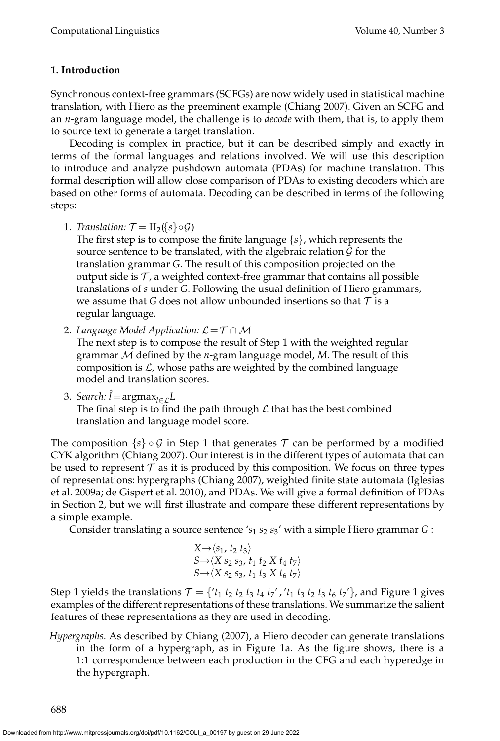## 1. Introduction

Synchronous context-free grammars (SCFGs) are now widely used in statistical machine translation, with Hiero as the preeminent example (Chiang 2007). Given an SCFG and an *n*-gram language model, the challenge is to *decode* with them, that is, to apply them to source text to generate a target translation.

Decoding is complex in practice, but it can be described simply and exactly in terms of the formal languages and relations involved. We will use this description to introduce and analyze pushdown automata (PDAs) for machine translation. This formal description will allow close comparison of PDAs to existing decoders which are based on other forms of automata. Decoding can be described in terms of the following steps:

1. *Translation:* $\mathcal{T} = \Pi_2(\{s\} \circ \mathcal{G})$
   The first step is to compose the finite language $\{s\}$, which represents the source sentence to be translated, with the algebraic relation $\mathcal{G}$ for the translation grammar $G$. The result of this composition projected on the output side is $\mathcal{T}$, a weighted context-free grammar that contains all possible translations of $s$ under $G$. Following the usual definition of Hiero grammars, we assume that $G$ does not allow unbounded insertions so that $\mathcal{T}$ is a regular language.
2. *Language Model Application:* $\mathcal{L} = \mathcal{T} \cap \mathcal{M}$
   The next step is to compose the result of Step 1 with the weighted regular grammar $\mathcal{M}$ defined by the *n*-gram language model, $M$. The result of this composition is $\mathcal{L}$, whose paths are weighted by the combined language model and translation scores.
3. *Search:* $\hat{l} = \text{argmax}_{l \in \mathcal{L}} L$
   The final step is to find the path through $\mathcal{L}$ that has the best combined translation and language model score.

The composition $\{s\} \circ \mathcal{G}$ in Step 1 that generates $\mathcal{T}$ can be performed by a modified CYK algorithm (Chiang 2007). Our interest is in the different types of automata that can be used to represent $\mathcal{T}$ as it is produced by this composition. We focus on three types of representations: hypergraphs (Chiang 2007), weighted finite state automata (Iglesias et al. 2009a; de Gispert et al. 2010), and PDAs. We will give a formal definition of PDAs in Section 2, but we will first illustrate and compare these different representations by a simple example.

Consider translating a source sentence '$s_1$ $s_2$ $s_3$' with a simple Hiero grammar $G$ :

$$X \rightarrow \langle s_1,\ t_2\ t_3 \rangle$$
$$S \rightarrow \langle X\ s_2\ s_3,\ t_1\ t_2\ X\ t_4\ t_7 \rangle$$
$$S \rightarrow \langle X\ s_2\ s_3,\ t_1\ t_3\ X\ t_6\ t_7 \rangle$$

Step 1 yields the translations $\mathcal{T} = \{$'$t_1\ t_2\ t_2\ t_3\ t_4\ t_7$', '$t_1\ t_3\ t_2\ t_3\ t_6\ t_7$'$\}$, and Figure 1 gives examples of the different representations of these translations. We summarize the salient features of these representations as they are used in decoding.

*Hypergraphs.* As described by Chiang (2007), a Hiero decoder can generate translations in the form of a hypergraph, as in Figure 1a. As the figure shows, there is a 1:1 correspondence between each production in the CFG and each hyperedge in the hypergraph.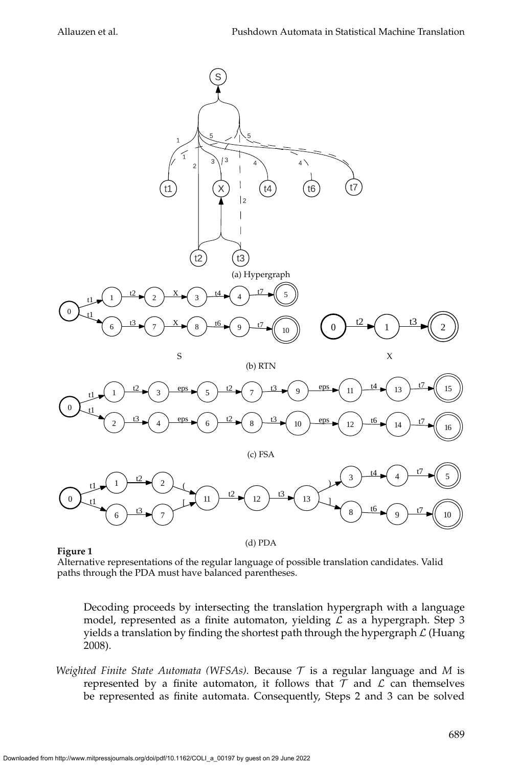**Figure 1**
Alternative representations of the regular language of possible translation candidates. Valid paths through the PDA must have balanced parentheses.

Decoding proceeds by intersecting the translation hypergraph with a language model, represented as a finite automaton, yielding $\mathcal{L}$ as a hypergraph. Step 3 yields a translation by finding the shortest path through the hypergraph $\mathcal{L}$ (Huang 2008).

*Weighted Finite State Automata (WFSAs).* Because $\mathcal{T}$ is a regular language and $M$ is represented by a finite automaton, it follows that $\mathcal{T}$ and $\mathcal{L}$ can themselves be represented as finite automata. Consequently, Steps 2 and 3 can be solved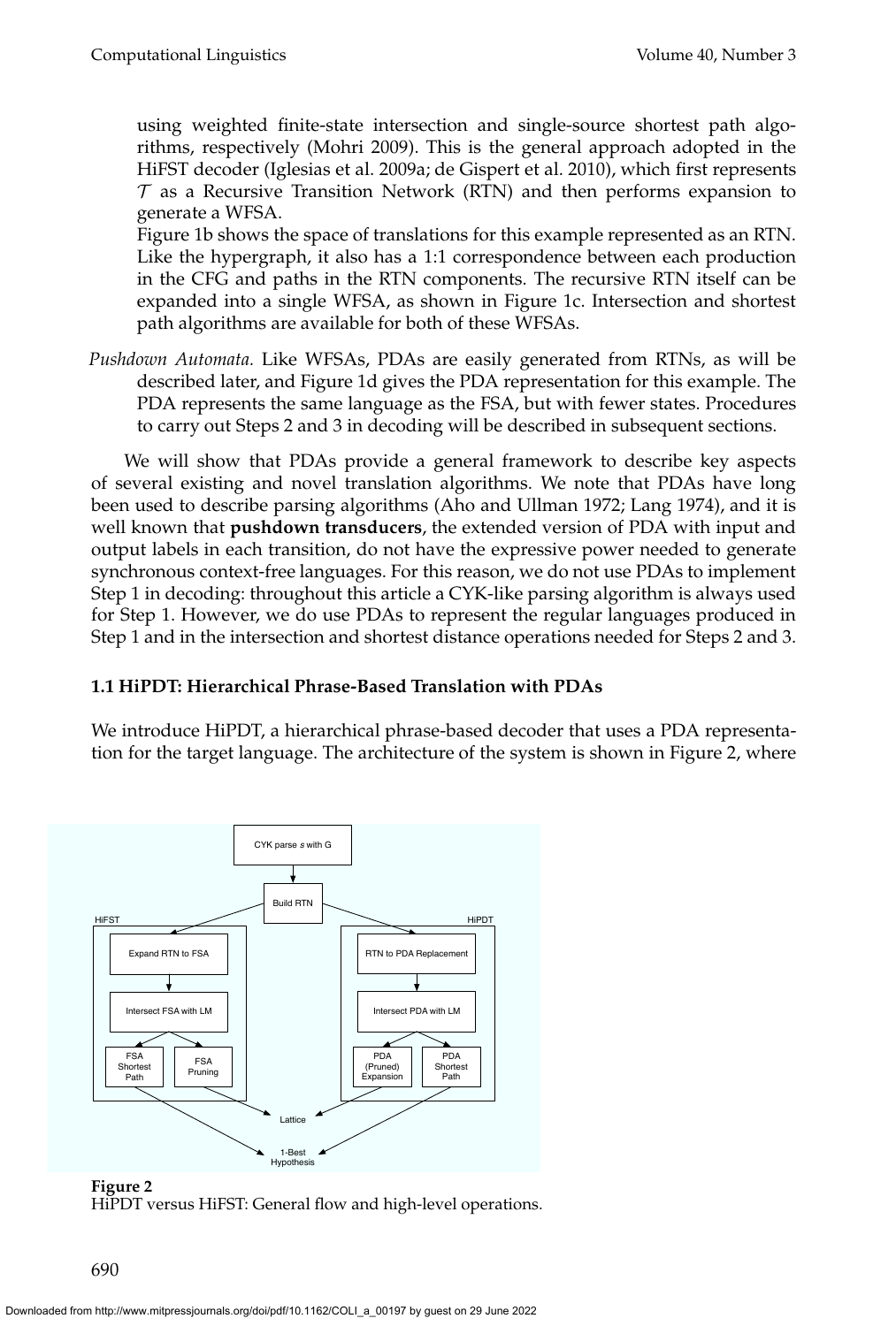using weighted finite-state intersection and single-source shortest path algorithms, respectively (Mohri 2009). This is the general approach adopted in the HiFST decoder (Iglesias et al. 2009a; de Gispert et al. 2010), which first represents $\mathcal{T}$ as a Recursive Transition Network (RTN) and then performs expansion to generate a WFSA.

Figure 1b shows the space of translations for this example represented as an RTN. Like the hypergraph, it also has a 1:1 correspondence between each production in the CFG and paths in the RTN components. The recursive RTN itself can be expanded into a single WFSA, as shown in Figure 1c. Intersection and shortest path algorithms are available for both of these WFSAs.

*Pushdown Automata.* Like WFSAs, PDAs are easily generated from RTNs, as will be described later, and Figure 1d gives the PDA representation for this example. The PDA represents the same language as the FSA, but with fewer states. Procedures to carry out Steps 2 and 3 in decoding will be described in subsequent sections.

We will show that PDAs provide a general framework to describe key aspects of several existing and novel translation algorithms. We note that PDAs have long been used to describe parsing algorithms (Aho and Ullman 1972; Lang 1974), and it is well known that **pushdown transducers**, the extended version of PDA with input and output labels in each transition, do not have the expressive power needed to generate synchronous context-free languages. For this reason, we do not use PDAs to implement Step 1 in decoding: throughout this article a CYK-like parsing algorithm is always used for Step 1. However, we do use PDAs to represent the regular languages produced in Step 1 and in the intersection and shortest distance operations needed for Steps 2 and 3.

### 1.1 HiPDT: Hierarchical Phrase-Based Translation with PDAs

We introduce HiPDT, a hierarchical phrase-based decoder that uses a PDA representation for the target language. The architecture of the system is shown in Figure 2, where

CYK parse *s* with G

Build RTN

HiFST: Expand RTN to FSA → Intersect FSA with LM → FSA Shortest Path / FSA Pruning

HiPDT: RTN to PDA Replacement → Intersect PDA with LM → PDA (Pruned) Expansion / PDA Shortest Path

Lattice

1-Best Hypothesis

**Figure 2**
HiPDT versus HiFST: General flow and high-level operations.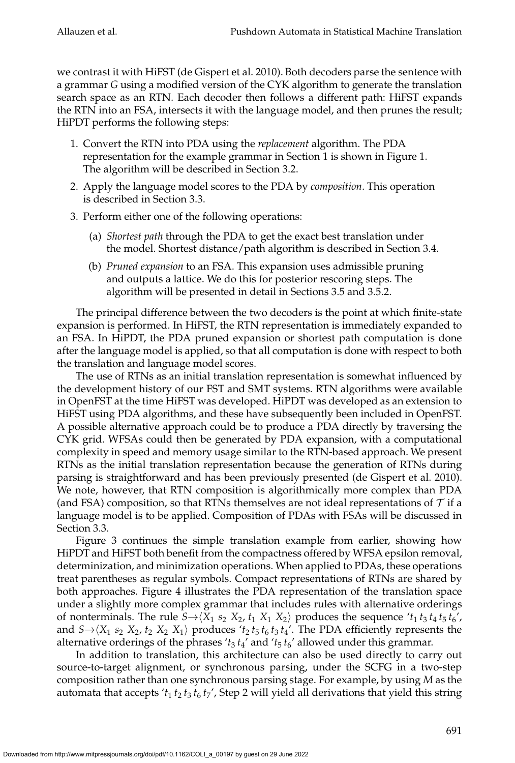we contrast it with HiFST (de Gispert et al. 2010). Both decoders parse the sentence with a grammar $G$ using a modified version of the CYK algorithm to generate the translation search space as an RTN. Each decoder then follows a different path: HiFST expands the RTN into an FSA, intersects it with the language model, and then prunes the result; HiPDT performs the following steps:

1. Convert the RTN into PDA using the *replacement* algorithm. The PDA representation for the example grammar in Section 1 is shown in Figure 1. The algorithm will be described in Section 3.2.
2. Apply the language model scores to the PDA by *composition*. This operation is described in Section 3.3.
3. Perform either one of the following operations:
   (a) *Shortest path* through the PDA to get the exact best translation under the model. Shortest distance/path algorithm is described in Section 3.4.
   (b) *Pruned expansion* to an FSA. This expansion uses admissible pruning and outputs a lattice. We do this for posterior rescoring steps. The algorithm will be presented in detail in Sections 3.5 and 3.5.2.

The principal difference between the two decoders is the point at which finite-state expansion is performed. In HiFST, the RTN representation is immediately expanded to an FSA. In HiPDT, the PDA pruned expansion or shortest path computation is done after the language model is applied, so that all computation is done with respect to both the translation and language model scores.

The use of RTNs as an initial translation representation is somewhat influenced by the development history of our FST and SMT systems. RTN algorithms were available in OpenFST at the time HiFST was developed. HiPDT was developed as an extension to HiFST using PDA algorithms, and these have subsequently been included in OpenFST. A possible alternative approach could be to produce a PDA directly by traversing the CYK grid. WFSAs could then be generated by PDA expansion, with a computational complexity in speed and memory usage similar to the RTN-based approach. We present RTNs as the initial translation representation because the generation of RTNs during parsing is straightforward and has been previously presented (de Gispert et al. 2010). We note, however, that RTN composition is algorithmically more complex than PDA (and FSA) composition, so that RTNs themselves are not ideal representations of $\mathcal{T}$ if a language model is to be applied. Composition of PDAs with FSAs will be discussed in Section 3.3.

Figure 3 continues the simple translation example from earlier, showing how HiPDT and HiFST both benefit from the compactness offered by WFSA epsilon removal, determinization, and minimization operations. When applied to PDAs, these operations treat parentheses as regular symbols. Compact representations of RTNs are shared by both approaches. Figure 4 illustrates the PDA representation of the translation space under a slightly more complex grammar that includes rules with alternative orderings of nonterminals. The rule $S \rightarrow \langle X_1\ s_2\ X_2,\ t_1\ X_1\ X_2 \rangle$ produces the sequence '$t_1\,t_3\,t_4\,t_5\,t_6$', and $S \rightarrow \langle X_1\ s_2\ X_2,\ t_2\ X_2\ X_1 \rangle$ produces '$t_2\,t_5\,t_6\,t_3\,t_4$'. The PDA efficiently represents the alternative orderings of the phrases '$t_3\,t_4$' and '$t_5\,t_6$' allowed under this grammar.

In addition to translation, this architecture can also be used directly to carry out source-to-target alignment, or synchronous parsing, under the SCFG in a two-step composition rather than one synchronous parsing stage. For example, by using $M$ as the automata that accepts '$t_1\,t_2\,t_3\,t_6\,t_7$', Step 2 will yield all derivations that yield this string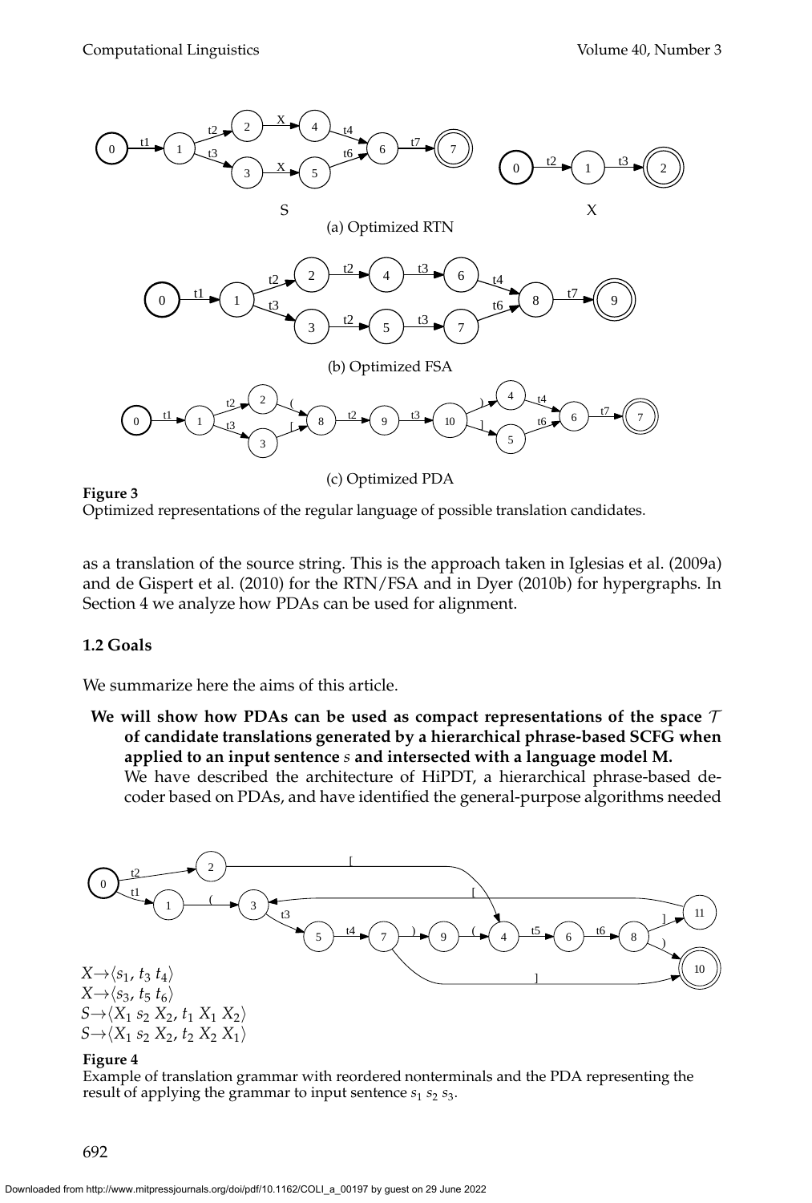(a) Optimized RTN

(b) Optimized FSA

(c) Optimized PDA

**Figure 3**
Optimized representations of the regular language of possible translation candidates.

as a translation of the source string. This is the approach taken in Iglesias et al. (2009a) and de Gispert et al. (2010) for the RTN/FSA and in Dyer (2010b) for hypergraphs. In Section 4 we analyze how PDAs can be used for alignment.

### 1.2 Goals

We summarize here the aims of this article.

**We will show how PDAs can be used as compact representations of the space $\mathcal{T}$ of candidate translations generated by a hierarchical phrase-based SCFG when applied to an input sentence $s$ and intersected with a language model M.**
We have described the architecture of HiPDT, a hierarchical phrase-based decoder based on PDAs, and have identified the general-purpose algorithms needed

$X \rightarrow \langle s_1, t_3\ t_4 \rangle$
$X \rightarrow \langle s_3, t_5\ t_6 \rangle$
$S \rightarrow \langle X_1\ s_2\ X_2, t_1\ X_1\ X_2 \rangle$
$S \rightarrow \langle X_1\ s_2\ X_2, t_2\ X_2\ X_1 \rangle$

**Figure 4**
Example of translation grammar with reordered nonterminals and the PDA representing the result of applying the grammar to input sentence $s_1\ s_2\ s_3$.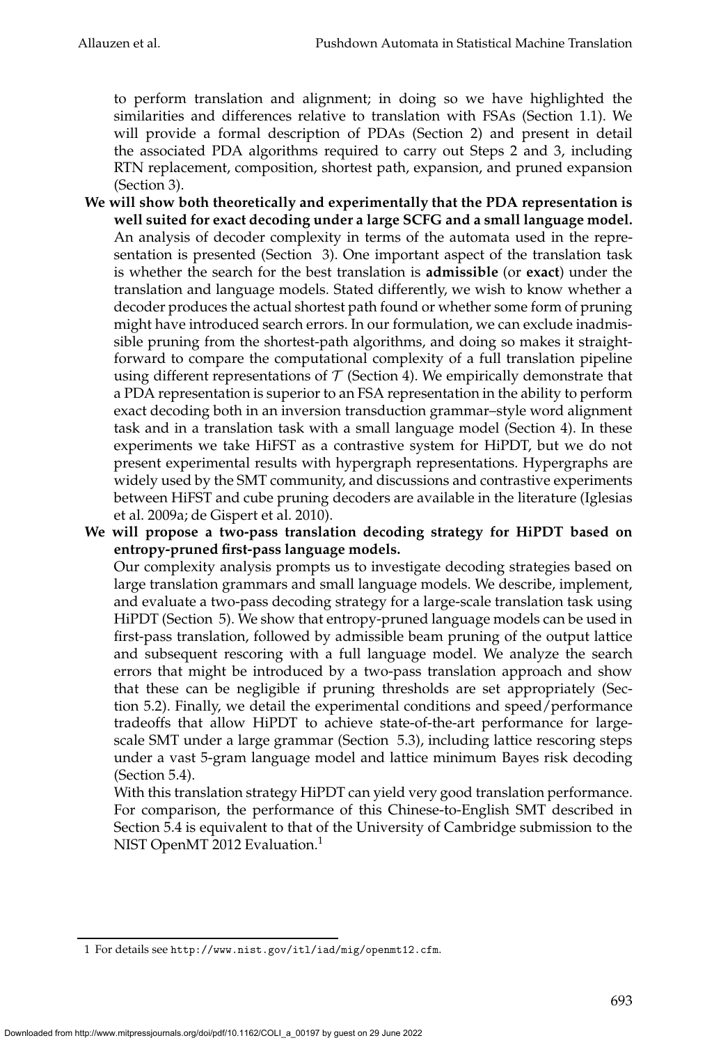to perform translation and alignment; in doing so we have highlighted the similarities and differences relative to translation with FSAs (Section 1.1). We will provide a formal description of PDAs (Section 2) and present in detail the associated PDA algorithms required to carry out Steps 2 and 3, including RTN replacement, composition, shortest path, expansion, and pruned expansion (Section 3).

**We will show both theoretically and experimentally that the PDA representation is well suited for exact decoding under a large SCFG and a small language model.** An analysis of decoder complexity in terms of the automata used in the representation is presented (Section 3). One important aspect of the translation task is whether the search for the best translation is **admissible** (or **exact**) under the translation and language models. Stated differently, we wish to know whether a decoder produces the actual shortest path found or whether some form of pruning might have introduced search errors. In our formulation, we can exclude inadmissible pruning from the shortest-path algorithms, and doing so makes it straightforward to compare the computational complexity of a full translation pipeline using different representations of $\mathcal{T}$ (Section 4). We empirically demonstrate that a PDA representation is superior to an FSA representation in the ability to perform exact decoding both in an inversion transduction grammar–style word alignment task and in a translation task with a small language model (Section 4). In these experiments we take HiFST as a contrastive system for HiPDT, but we do not present experimental results with hypergraph representations. Hypergraphs are widely used by the SMT community, and discussions and contrastive experiments between HiFST and cube pruning decoders are available in the literature (Iglesias et al. 2009a; de Gispert et al. 2010).

**We will propose a two-pass translation decoding strategy for HiPDT based on entropy-pruned first-pass language models.** Our complexity analysis prompts us to investigate decoding strategies based on large translation grammars and small language models. We describe, implement, and evaluate a two-pass decoding strategy for a large-scale translation task using HiPDT (Section 5). We show that entropy-pruned language models can be used in first-pass translation, followed by admissible beam pruning of the output lattice and subsequent rescoring with a full language model. We analyze the search errors that might be introduced by a two-pass translation approach and show that these can be negligible if pruning thresholds are set appropriately (Section 5.2). Finally, we detail the experimental conditions and speed/performance tradeoffs that allow HiPDT to achieve state-of-the-art performance for large-scale SMT under a large grammar (Section 5.3), including lattice rescoring steps under a vast 5-gram language model and lattice minimum Bayes risk decoding (Section 5.4).

With this translation strategy HiPDT can yield very good translation performance. For comparison, the performance of this Chinese-to-English SMT described in Section 5.4 is equivalent to that of the University of Cambridge submission to the NIST OpenMT 2012 Evaluation.[1]

1 For details see http://www.nist.gov/itl/iad/mig/openmt12.cfm.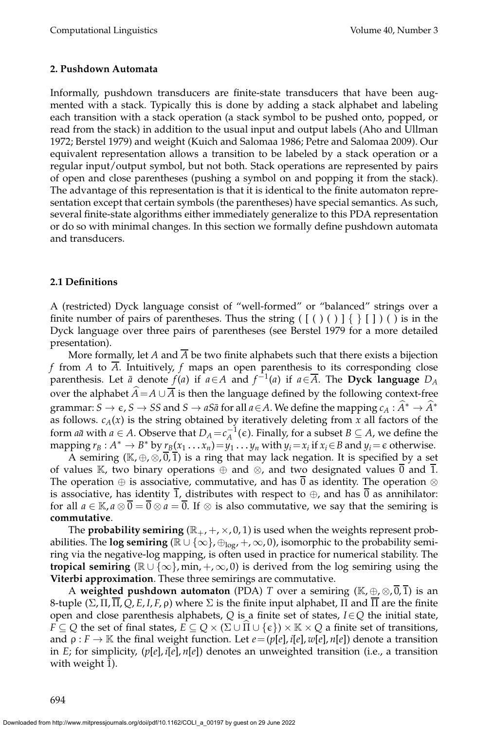## 2. Pushdown Automata

Informally, pushdown transducers are finite-state transducers that have been augmented with a stack. Typically this is done by adding a stack alphabet and labeling each transition with a stack operation (a stack symbol to be pushed onto, popped, or read from the stack) in addition to the usual input and output labels (Aho and Ullman 1972; Berstel 1979) and weight (Kuich and Salomaa 1986; Petre and Salomaa 2009). Our equivalent representation allows a transition to be labeled by a stack operation or a regular input/output symbol, but not both. Stack operations are represented by pairs of open and close parentheses (pushing a symbol on and popping it from the stack). The advantage of this representation is that it is identical to the finite automaton representation except that certain symbols (the parentheses) have special semantics. As such, several finite-state algorithms either immediately generalize to this PDA representation or do so with minimal changes. In this section we formally define pushdown automata and transducers.

### 2.1 Definitions

A (restricted) Dyck language consist of "well-formed" or "balanced" strings over a finite number of pairs of parentheses. Thus the string ( [ ( ) ( ) ] { } [ ] ) ( ) is in the Dyck language over three pairs of parentheses (see Berstel 1979 for a more detailed presentation).

More formally, let $A$ and $\overline{A}$ be two finite alphabets such that there exists a bijection $f$ from $A$ to $\overline{A}$. Intuitively, $f$ maps an open parenthesis to its corresponding close parenthesis. Let $\bar{a}$ denote $f(a)$ if $a \in A$ and $f^{-1}(a)$ if $a \in \overline{A}$. The **Dyck language** $D_A$ over the alphabet $\widehat{A} = A \cup \overline{A}$ is then the language defined by the following context-free grammar: $S \rightarrow \epsilon$, $S \rightarrow SS$ and $S \rightarrow aS\bar{a}$ for all $a \in A$. We define the mapping $c_A : \widehat{A}^* \rightarrow \widehat{A}^*$ as follows. $c_A(x)$ is the string obtained by iteratively deleting from $x$ all factors of the form $a\bar{a}$ with $a \in A$. Observe that $D_A = c_A^{-1}(\epsilon)$. Finally, for a subset $B \subseteq A$, we define the mapping $r_B : A^* \rightarrow B^*$ by $r_B(x_1 \ldots x_n) = y_1 \ldots y_n$ with $y_i = x_i$ if $x_i \in B$ and $y_i = \epsilon$ otherwise.

A semiring $(\mathbb{K}, \oplus, \otimes, \overline{0}, \overline{1})$ is a ring that may lack negation. It is specified by a set of values $\mathbb{K}$, two binary operations $\oplus$ and $\otimes$, and two designated values $\overline{0}$ and $\overline{1}$. The operation $\oplus$ is associative, commutative, and has $\overline{0}$ as identity. The operation $\otimes$ is associative, has identity $\overline{1}$, distributes with respect to $\oplus$, and has $\overline{0}$ as annihilator: for all $a \in \mathbb{K}, a \otimes \overline{0} = \overline{0} \otimes a = \overline{0}$. If $\otimes$ is also commutative, we say that the semiring is **commutative**.

The **probability semiring** $(\mathbb{R}_+, +, \times, 0, 1)$ is used when the weights represent probabilities. The **log semiring** $(\mathbb{R} \cup \{\infty\}, \oplus_{\log}, +, \infty, 0)$, isomorphic to the probability semiring via the negative-log mapping, is often used in practice for numerical stability. The **tropical semiring** $(\mathbb{R} \cup \{\infty\}, \min, +, \infty, 0)$ is derived from the log semiring using the **Viterbi approximation**. These three semirings are commutative.

A **weighted pushdown automaton** (PDA) $T$ over a semiring $(\mathbb{K}, \oplus, \otimes, \overline{0}, \overline{1})$ is an 8-tuple $(\Sigma, \Pi, \overline{\Pi}, Q, E, I, F, \rho)$ where $\Sigma$ is the finite input alphabet, $\Pi$ and $\overline{\Pi}$ are the finite open and close parenthesis alphabets, $Q$ is a finite set of states, $I \in Q$ the initial state, $F \subseteq Q$ the set of final states, $E \subseteq Q \times (\Sigma \cup \widehat{\Pi} \cup \{\epsilon\}) \times \mathbb{K} \times Q$ a finite set of transitions, and $\rho : F \rightarrow \mathbb{K}$ the final weight function. Let $e = (p[e], i[e], w[e], n[e])$ denote a transition in $E$; for simplicity, $(p[e], i[e], n[e])$ denotes an unweighted transition (i.e., a transition with weight $\overline{1}$).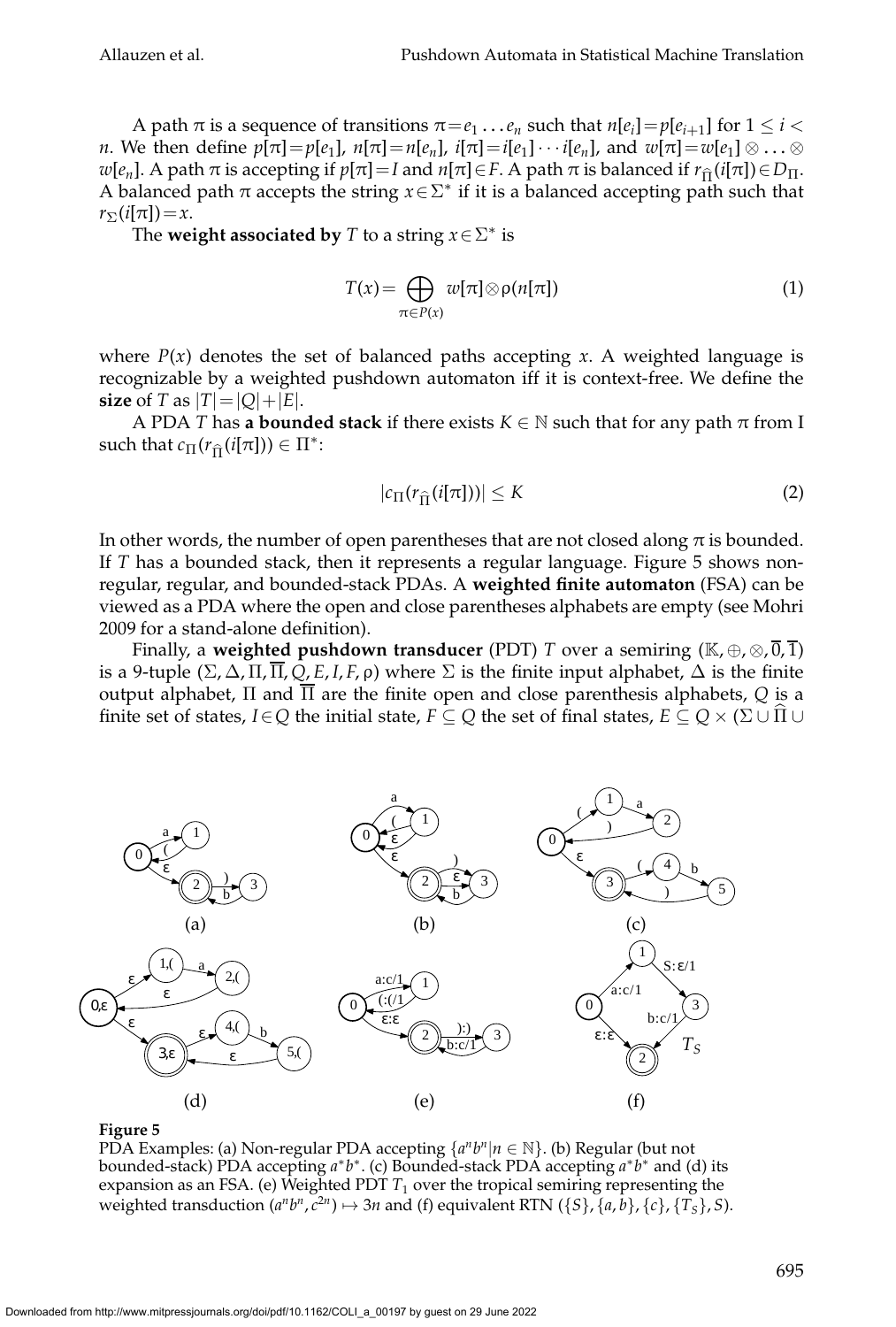A path $\pi$ is a sequence of transitions $\pi = e_1 \ldots e_n$ such that $n[e_i] = p[e_{i+1}]$ for $1 \leq i < n$. We then define $p[\pi] = p[e_1]$, $n[\pi] = n[e_n]$, $i[\pi] = i[e_1] \cdots i[e_n]$, and $w[\pi] = w[e_1] \otimes \ldots \otimes w[e_n]$. A path $\pi$ is accepting if $p[\pi] = I$ and $n[\pi] \in F$. A path $\pi$ is balanced if $r_{\widehat{\Pi}}(i[\pi]) \in D_\Pi$. A balanced path $\pi$ accepts the string $x \in \Sigma^*$ if it is a balanced accepting path such that $r_\Sigma(i[\pi]) = x$.

The **weight associated by** $T$ to a string $x \in \Sigma^*$ is

$$T(x) = \bigoplus_{\pi \in P(x)} w[\pi] \otimes \rho(n[\pi]) \tag{1}$$

where $P(x)$ denotes the set of balanced paths accepting $x$. A weighted language is recognizable by a weighted pushdown automaton iff it is context-free. We define the **size** of $T$ as $|T| = |Q| + |E|$.

A PDA $T$ has **a bounded stack** if there exists $K \in \mathbb{N}$ such that for any path $\pi$ from I such that $c_\Pi(r_{\widehat{\Pi}}(i[\pi])) \in \Pi^*$:

$$|c_\Pi(r_{\widehat{\Pi}}(i[\pi]))| \leq K \tag{2}$$

In other words, the number of open parentheses that are not closed along $\pi$ is bounded. If $T$ has a bounded stack, then it represents a regular language. Figure 5 shows non-regular, regular, and bounded-stack PDAs. A **weighted finite automaton** (FSA) can be viewed as a PDA where the open and close parentheses alphabets are empty (see Mohri 2009 for a stand-alone definition).

Finally, a **weighted pushdown transducer** (PDT) $T$ over a semiring $(\mathbb{K}, \oplus, \otimes, \overline{0}, \overline{1})$ is a 9-tuple $(\Sigma, \Delta, \Pi, \overline{\Pi}, Q, E, I, F, \rho)$ where $\Sigma$ is the finite input alphabet, $\Delta$ is the finite output alphabet, $\Pi$ and $\overline{\Pi}$ are the finite open and close parenthesis alphabets, $Q$ is a finite set of states, $I \in Q$ the initial state, $F \subseteq Q$ the set of final states, $E \subseteq Q \times (\Sigma \cup \widehat{\Pi} \cup$

**Figure 5**
PDA Examples: (a) Non-regular PDA accepting $\{a^n b^n | n \in \mathbb{N}\}$. (b) Regular (but not bounded-stack) PDA accepting $a^* b^*$. (c) Bounded-stack PDA accepting $a^* b^*$ and (d) its expansion as an FSA. (e) Weighted PDT $T_1$ over the tropical semiring representing the weighted transduction $(a^n b^n, c^{2n}) \mapsto 3n$ and (f) equivalent RTN $(\{S\}, \{a, b\}, \{c\}, \{T_S\}, S)$.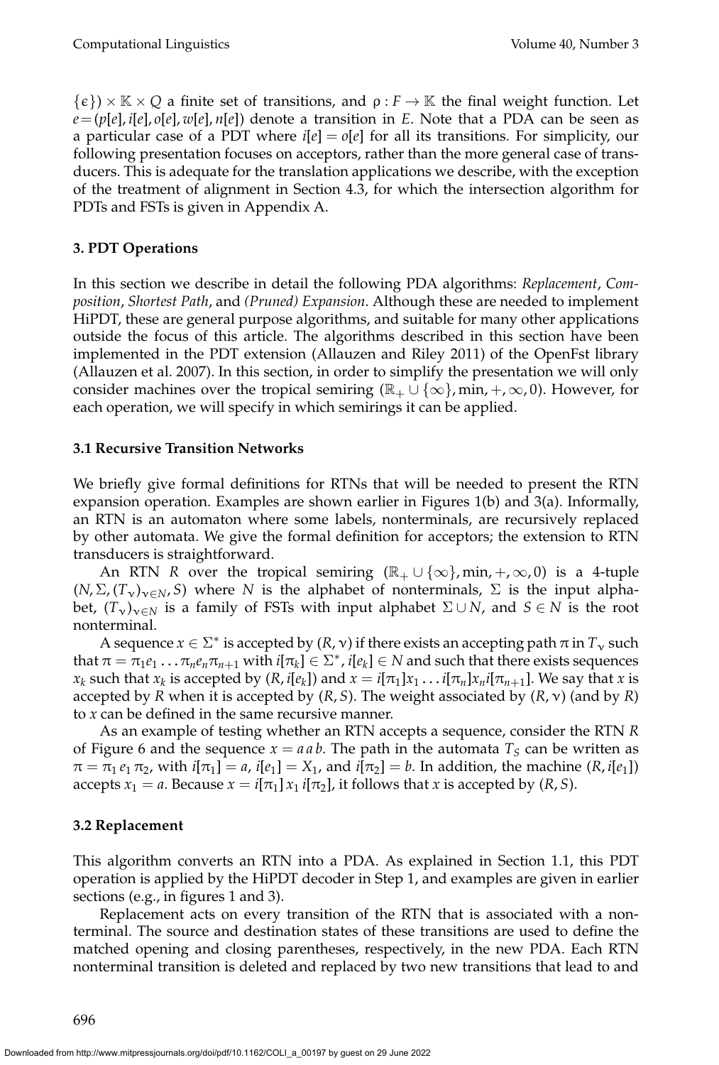$\{\epsilon\}) \times \mathbb{K} \times Q$ a finite set of transitions, and $\rho : F \rightarrow \mathbb{K}$ the final weight function. Let $e = (p[e], i[e], o[e], w[e], n[e])$ denote a transition in $E$. Note that a PDA can be seen as a particular case of a PDT where $i[e] = o[e]$ for all its transitions. For simplicity, our following presentation focuses on acceptors, rather than the more general case of transducers. This is adequate for the translation applications we describe, with the exception of the treatment of alignment in Section 4.3, for which the intersection algorithm for PDTs and FSTs is given in Appendix A.

## 3. PDT Operations

In this section we describe in detail the following PDA algorithms: *Replacement*, *Composition*, *Shortest Path*, and *(Pruned) Expansion*. Although these are needed to implement HiPDT, these are general purpose algorithms, and suitable for many other applications outside the focus of this article. The algorithms described in this section have been implemented in the PDT extension (Allauzen and Riley 2011) of the OpenFst library (Allauzen et al. 2007). In this section, in order to simplify the presentation we will only consider machines over the tropical semiring $(\mathbb{R}_+ \cup \{\infty\}, \min, +, \infty, 0)$. However, for each operation, we will specify in which semirings it can be applied.

### 3.1 Recursive Transition Networks

We briefly give formal definitions for RTNs that will be needed to present the RTN expansion operation. Examples are shown earlier in Figures 1(b) and 3(a). Informally, an RTN is an automaton where some labels, nonterminals, are recursively replaced by other automata. We give the formal definition for acceptors; the extension to RTN transducers is straightforward.

An RTN $R$ over the tropical semiring $(\mathbb{R}_+ \cup \{\infty\}, \min, +, \infty, 0)$ is a 4-tuple $(N, \Sigma, (T_\nu)_{\nu \in N}, S)$ where $N$ is the alphabet of nonterminals, $\Sigma$ is the input alphabet, $(T_\nu)_{\nu \in N}$ is a family of FSTs with input alphabet $\Sigma \cup N$, and $S \in N$ is the root nonterminal.

A sequence $x \in \Sigma^*$ is accepted by $(R, \nu)$ if there exists an accepting path $\pi$ in $T_\nu$ such that $\pi = \pi_1 e_1 \ldots \pi_n e_n \pi_{n+1}$ with $i[\pi_k] \in \Sigma^*$, $i[e_k] \in N$ and such that there exists sequences $x_k$ such that $x_k$ is accepted by $(R, i[e_k])$ and $x = i[\pi_1] x_1 \ldots i[\pi_n] x_n i[\pi_{n+1}]$. We say that $x$ is accepted by $R$ when it is accepted by $(R, S)$. The weight associated by $(R, \nu)$ (and by $R$) to $x$ can be defined in the same recursive manner.

As an example of testing whether an RTN accepts a sequence, consider the RTN $R$ of Figure 6 and the sequence $x = a\,a\,b$. The path in the automata $T_S$ can be written as $\pi = \pi_1\, e_1\, \pi_2$, with $i[\pi_1] = a$, $i[e_1] = X_1$, and $i[\pi_2] = b$. In addition, the machine $(R, i[e_1])$ accepts $x_1 = a$. Because $x = i[\pi_1]\, x_1\, i[\pi_2]$, it follows that $x$ is accepted by $(R, S)$.

### 3.2 Replacement

This algorithm converts an RTN into a PDA. As explained in Section 1.1, this PDT operation is applied by the HiPDT decoder in Step 1, and examples are given in earlier sections (e.g., in figures 1 and 3).

Replacement acts on every transition of the RTN that is associated with a nonterminal. The source and destination states of these transitions are used to define the matched opening and closing parentheses, respectively, in the new PDA. Each RTN nonterminal transition is deleted and replaced by two new transitions that lead to and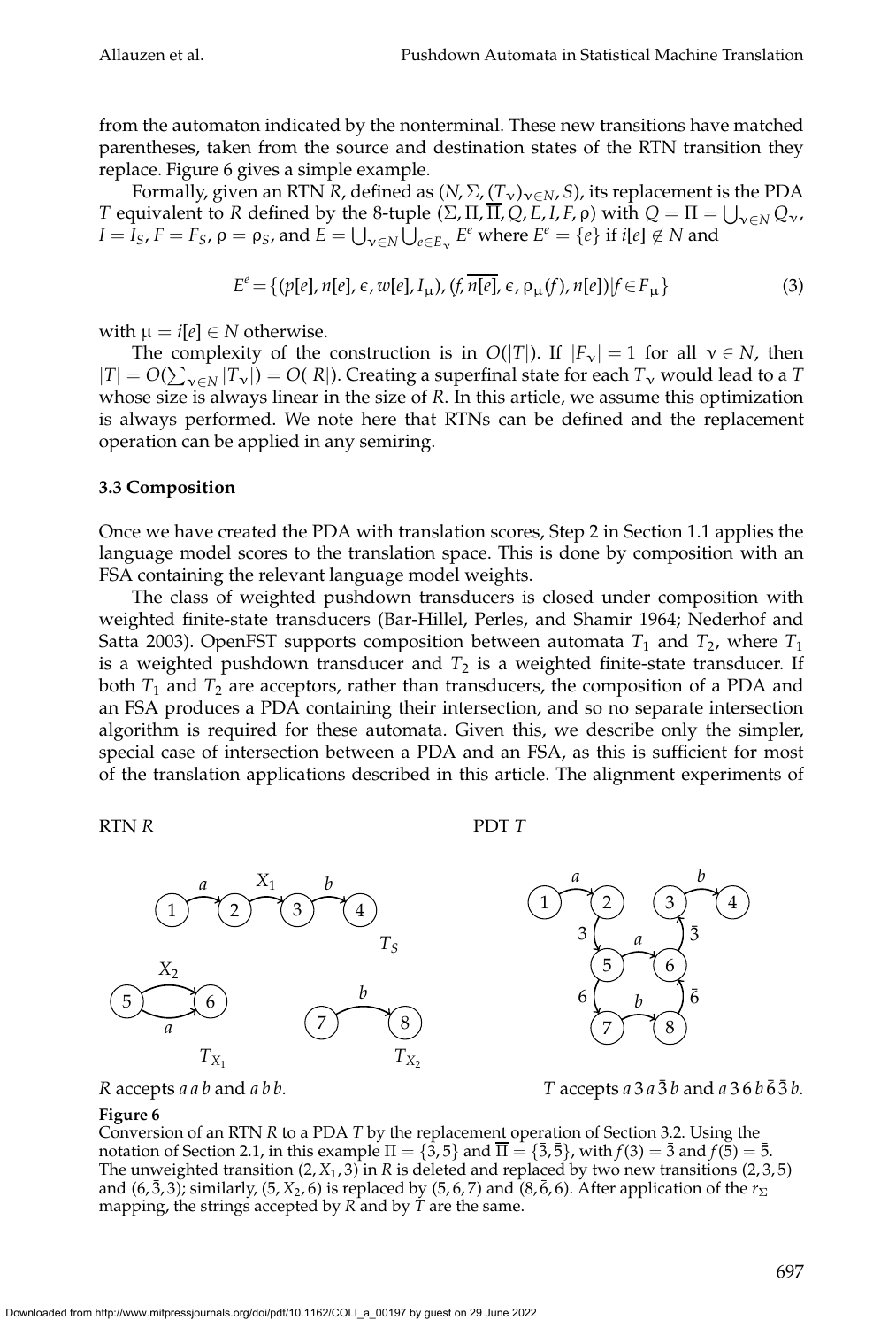from the automaton indicated by the nonterminal. These new transitions have matched parentheses, taken from the source and destination states of the RTN transition they replace. Figure 6 gives a simple example.

Formally, given an RTN $R$, defined as $(N, \Sigma, (T_\nu)_{\nu \in N}, S)$, its replacement is the PDA $T$ equivalent to $R$ defined by the 8-tuple $(\Sigma, \Pi, \overline{\Pi}, Q, E, I, F, \rho)$ with $Q = \Pi = \bigcup_{\nu \in N} Q_\nu$, $I = I_S$, $F = F_S$, $\rho = \rho_S$, and $E = \bigcup_{\nu \in N} \bigcup_{e \in E_\nu} E^e$ where $E^e = \{e\}$ if $i[e] \notin N$ and

$$E^e = \{(p[e], n[e], \epsilon, w[e], I_\mu), (f, \overline{n[e]}, \epsilon, \rho_\mu(f), n[e]) | f \in F_\mu\} \tag{3}$$

with $\mu = i[e] \in N$ otherwise.

The complexity of the construction is in $O(|T|)$. If $|F_\nu| = 1$ for all $\nu \in N$, then $|T| = O(\sum_{\nu \in N} |T_\nu|) = O(|R|)$. Creating a superfinal state for each $T_\nu$ would lead to a $T$ whose size is always linear in the size of $R$. In this article, we assume this optimization is always performed. We note here that RTNs can be defined and the replacement operation can be applied in any semiring.

### 3.3 Composition

Once we have created the PDA with translation scores, Step 2 in Section 1.1 applies the language model scores to the translation space. This is done by composition with an FSA containing the relevant language model weights.

The class of weighted pushdown transducers is closed under composition with weighted finite-state transducers (Bar-Hillel, Perles, and Shamir 1964; Nederhof and Satta 2003). OpenFST supports composition between automata $T_1$ and $T_2$, where $T_1$ is a weighted pushdown transducer and $T_2$ is a weighted finite-state transducer. If both $T_1$ and $T_2$ are acceptors, rather than transducers, the composition of a PDA and an FSA produces a PDA containing their intersection, and so no separate intersection algorithm is required for these automata. Given this, we describe only the simpler, special case of intersection between a PDA and an FSA, as this is sufficient for most of the translation applications described in this article. The alignment experiments of

RTN $R$ — PDT $T$

$R$ accepts $a\,a\,b$ and $a\,b\,b$. — $T$ accepts $a\,3\,a\,\bar{3}\,b$ and $a\,3\,6\,b\,\bar{6}\,\bar{3}\,b$.

**Figure 6**
Conversion of an RTN $R$ to a PDA $T$ by the replacement operation of Section 3.2. Using the notation of Section 2.1, in this example $\Pi = \{3, 5\}$ and $\overline{\Pi} = \{\bar{3}, \bar{5}\}$, with $f(3) = \bar{3}$ and $f(5) = \bar{5}$. The unweighted transition $(2, X_1, 3)$ in $R$ is deleted and replaced by two new transitions $(2, 3, 5)$ and $(6, \bar{3}, 3)$; similarly, $(5, X_2, 6)$ is replaced by $(5, 6, 7)$ and $(8, \bar{6}, 6)$. After application of the $r_\Sigma$ mapping, the strings accepted by $R$ and by $T$ are the same.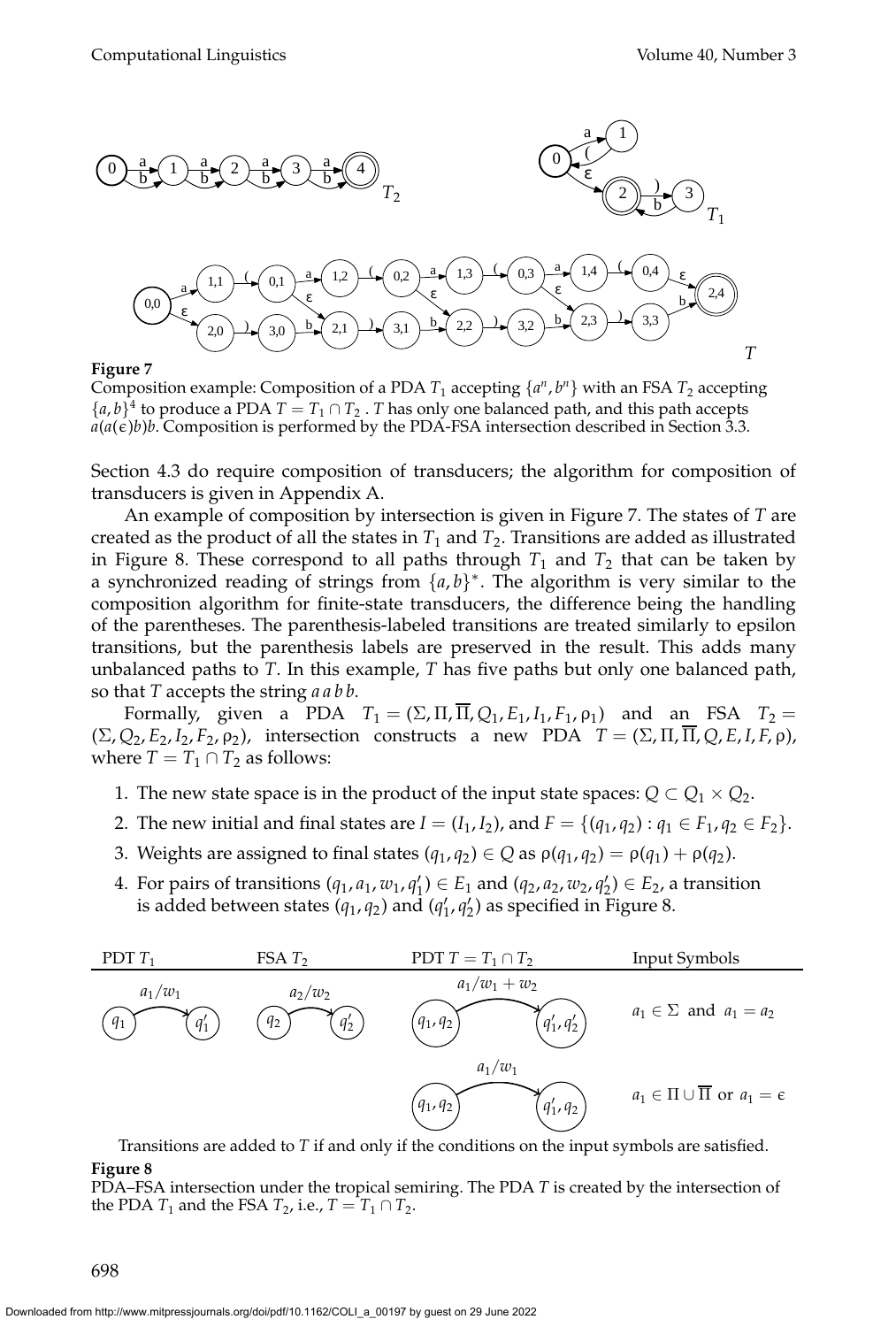**Figure 7**
Composition example: Composition of a PDA $T_1$ accepting $\{a^n, b^n\}$ with an FSA $T_2$ accepting $\{a, b\}^4$ to produce a PDA $T = T_1 \cap T_2$. $T$ has only one balanced path, and this path accepts $a(a(\epsilon)b)b$. Composition is performed by the PDA-FSA intersection described in Section 3.3.

Section 4.3 do require composition of transducers; the algorithm for composition of transducers is given in Appendix A.

An example of composition by intersection is given in Figure 7. The states of $T$ are created as the product of all the states in $T_1$ and $T_2$. Transitions are added as illustrated in Figure 8. These correspond to all paths through $T_1$ and $T_2$ that can be taken by a synchronized reading of strings from $\{a, b\}^*$. The algorithm is very similar to the composition algorithm for finite-state transducers, the difference being the handling of the parentheses. The parenthesis-labeled transitions are treated similarly to epsilon transitions, but the parenthesis labels are preserved in the result. This adds many unbalanced paths to $T$. In this example, $T$ has five paths but only one balanced path, so that $T$ accepts the string *a a b b*.

Formally, given a PDA $T_1 = (\Sigma, \Pi, \overline{\Pi}, Q_1, E_1, I_1, F_1, \rho_1)$ and an FSA $T_2 = (\Sigma, Q_2, E_2, I_2, F_2, \rho_2)$, intersection constructs a new PDA $T = (\Sigma, \Pi, \overline{\Pi}, Q, E, I, F, \rho)$, where $T = T_1 \cap T_2$ as follows:

1. The new state space is in the product of the input state spaces: $Q \subset Q_1 \times Q_2$.
2. The new initial and final states are $I = (I_1, I_2)$, and $F = \{(q_1, q_2) : q_1 \in F_1, q_2 \in F_2\}$.
3. Weights are assigned to final states $(q_1, q_2) \in Q$ as $\rho(q_1, q_2) = \rho(q_1) + \rho(q_2)$.
4. For pairs of transitions $(q_1, a_1, w_1, q_1') \in E_1$ and $(q_2, a_2, w_2, q_2') \in E_2$, a transition is added between states $(q_1, q_2)$ and $(q_1', q_2')$ as specified in Figure 8.

| PDT $T_1$ | FSA $T_2$ | PDT $T = T_1 \cap T_2$ | Input Symbols |
|---|---|---|---|
| $q_1 \xrightarrow{a_1/w_1} q_1'$ | $q_2 \xrightarrow{a_2/w_2} q_2'$ | $(q_1, q_2) \xrightarrow{a_1/w_1 + w_2} (q_1', q_2')$ | $a_1 \in \Sigma$ and $a_1 = a_2$ |
| | | $(q_1, q_2) \xrightarrow{a_1/w_1} (q_1', q_2)$ | $a_1 \in \Pi \cup \overline{\Pi}$ or $a_1 = \epsilon$ |

Transitions are added to $T$ if and only if the conditions on the input symbols are satisfied.

**Figure 8**
PDA–FSA intersection under the tropical semiring. The PDA $T$ is created by the intersection of the PDA $T_1$ and the FSA $T_2$, i.e., $T = T_1 \cap T_2$.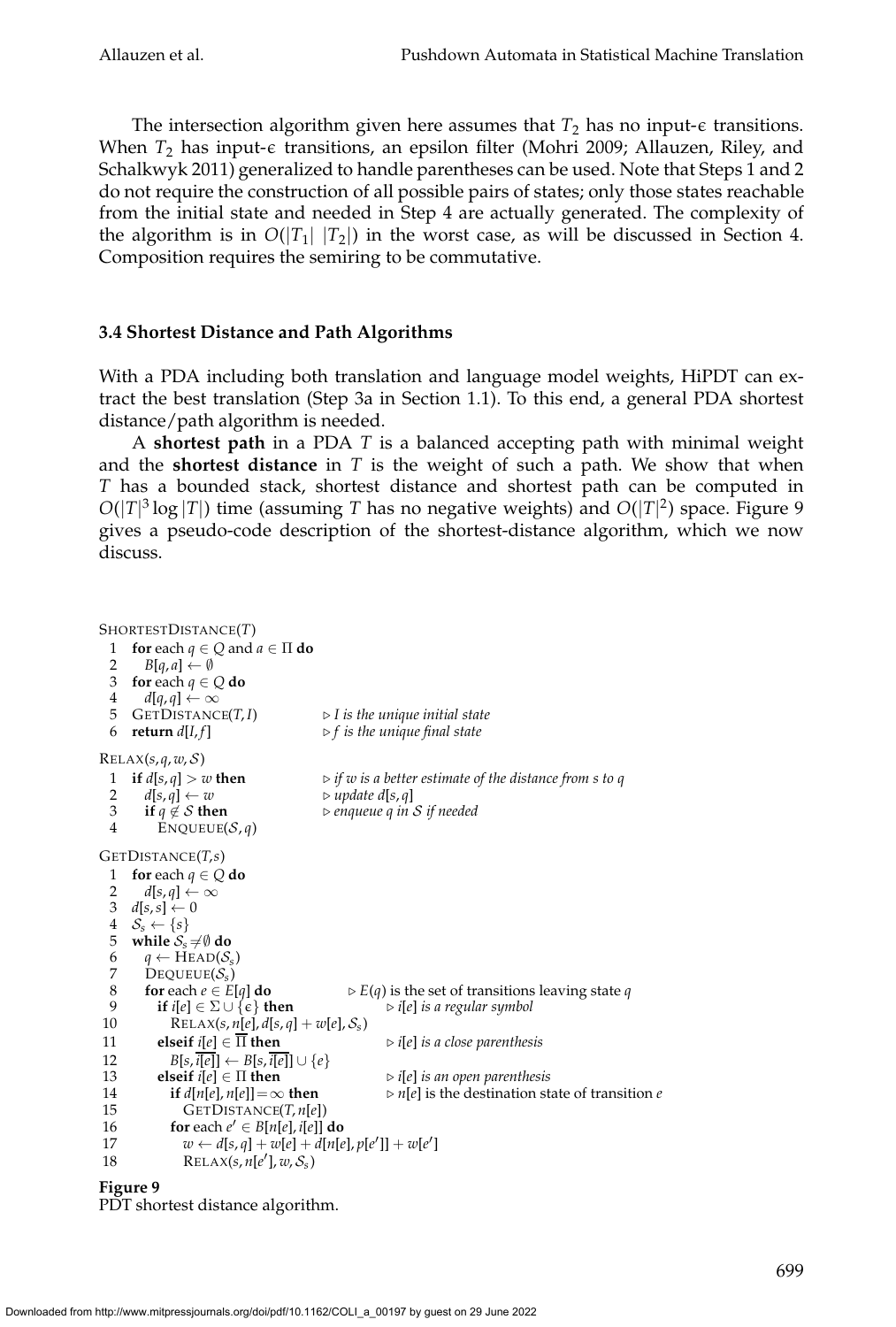The intersection algorithm given here assumes that $T_2$ has no input-$\epsilon$ transitions. When $T_2$ has input-$\epsilon$ transitions, an epsilon filter (Mohri 2009; Allauzen, Riley, and Schalkwyk 2011) generalized to handle parentheses can be used. Note that Steps 1 and 2 do not require the construction of all possible pairs of states; only those states reachable from the initial state and needed in Step 4 are actually generated. The complexity of the algorithm is in $O(|T_1|\ |T_2|)$ in the worst case, as will be discussed in Section 4. Composition requires the semiring to be commutative.

### 3.4 Shortest Distance and Path Algorithms

With a PDA including both translation and language model weights, HiPDT can extract the best translation (Step 3a in Section 1.1). To this end, a general PDA shortest distance/path algorithm is needed.

A **shortest path** in a PDA $T$ is a balanced accepting path with minimal weight and the **shortest distance** in $T$ is the weight of such a path. We show that when $T$ has a bounded stack, shortest distance and shortest path can be computed in $O(|T|^3 \log |T|)$ time (assuming $T$ has no negative weights) and $O(|T|^2)$ space. Figure 9 gives a pseudo-code description of the shortest-distance algorithm, which we now discuss.

```
ShortestDistance(T)
 1  for each q ∈ Q and a ∈ Π do
 2     B[q, a] ← ∅
 3  for each q ∈ Q do
 4     d[q, q] ← ∞
 5  GetDistance(T, I)              ▷ I is the unique initial state
 6  return d[I, f]                 ▷ f is the unique final state

Relax(s, q, w, S)
 1  if d[s, q] > w then            ▷ if w is a better estimate of the distance from s to q
 2     d[s, q] ← w                 ▷ update d[s, q]
 3     if q ∉ S then               ▷ enqueue q in S if needed
 4        Enqueue(S, q)

GetDistance(T, s)
 1  for each q ∈ Q do
 2     d[s, q] ← ∞
 3  d[s, s] ← 0
 4  S_s ← {s}
 5  while S_s ≠ ∅ do
 6     q ← Head(S_s)
 7     Dequeue(S_s)
 8     for each e ∈ E[q] do                 ▷ E(q) is the set of transitions leaving state q
 9        if i[e] ∈ Σ ∪ {ε} then            ▷ i[e] is a regular symbol
10           Relax(s, n[e], d[s, q] + w[e], S_s)
11        elseif i[e] ∈ Π̄ then              ▷ i[e] is a close parenthesis
12           B[s, ī[e]] ← B[s, ī[e]] ∪ {e}
13        elseif i[e] ∈ Π then              ▷ i[e] is an open parenthesis
14           if d[n[e], n[e]] = ∞ then      ▷ n[e] is the destination state of transition e
15              GetDistance(T, n[e])
16           for each e′ ∈ B[n[e], i[e]] do
17              w ← d[s, q] + w[e] + d[n[e], p[e′]] + w[e′]
18              Relax(s, n[e′], w, S_s)
```

**Figure 9**
PDT shortest distance algorithm.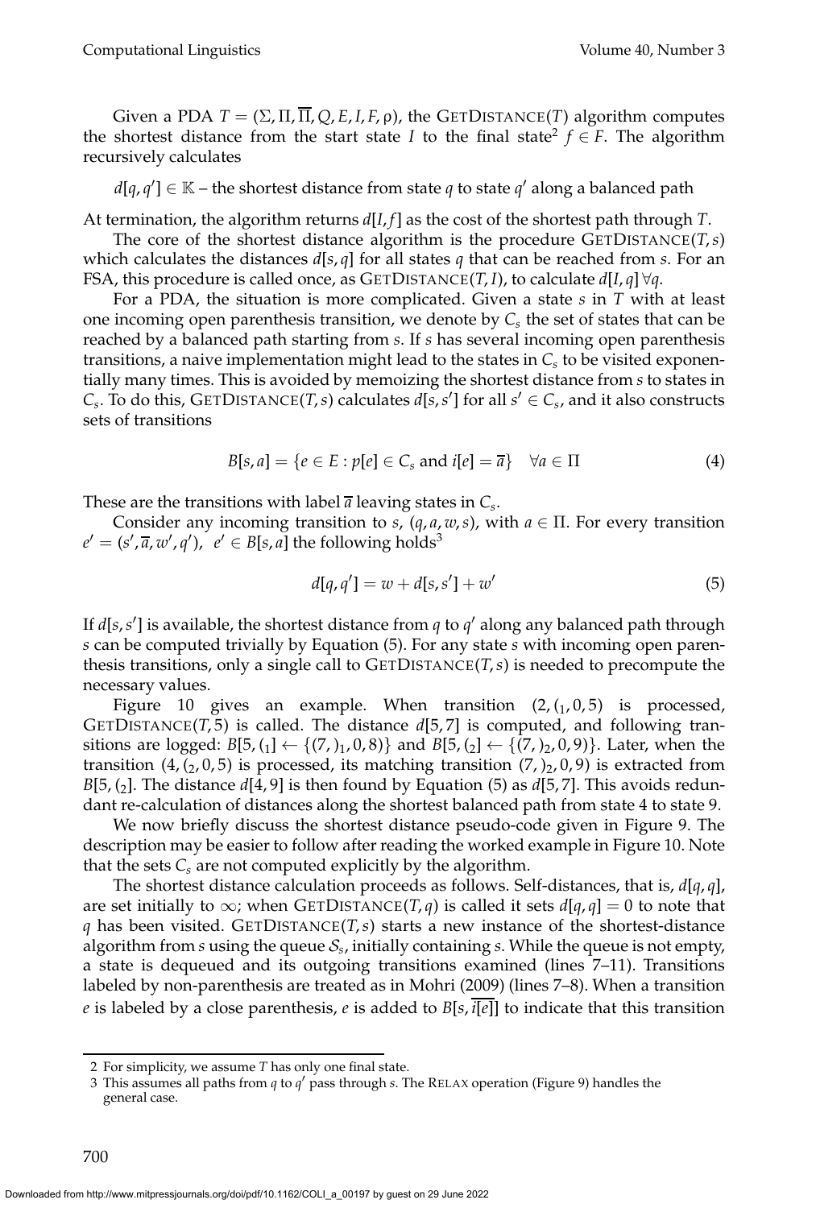Given a PDA $T = (\Sigma, \Pi, \overline{\Pi}, Q, E, I, F, \rho)$, the GETDISTANCE($T$) algorithm computes the shortest distance from the start state $I$ to the final state[2] $f \in F$. The algorithm recursively calculates

$d[q, q'] \in \mathbb{K}$ – the shortest distance from state $q$ to state $q'$ along a balanced path

At termination, the algorithm returns $d[I, f]$ as the cost of the shortest path through $T$.

The core of the shortest distance algorithm is the procedure GETDISTANCE($T, s$) which calculates the distances $d[s, q]$ for all states $q$ that can be reached from $s$. For an FSA, this procedure is called once, as GETDISTANCE($T, I$), to calculate $d[I, q] \, \forall q$.

For a PDA, the situation is more complicated. Given a state $s$ in $T$ with at least one incoming open parenthesis transition, we denote by $C_s$ the set of states that can be reached by a balanced path starting from $s$. If $s$ has several incoming open parenthesis transitions, a naive implementation might lead to the states in $C_s$ to be visited exponentially many times. This is avoided by memoizing the shortest distance from $s$ to states in $C_s$. To do this, GETDISTANCE($T, s$) calculates $d[s, s']$ for all $s' \in C_s$, and it also constructs sets of transitions

$$B[s, a] = \{e \in E : p[e] \in C_s \text{ and } i[e] = \overline{a}\} \quad \forall a \in \Pi \tag{4}$$

These are the transitions with label $\overline{a}$ leaving states in $C_s$.

Consider any incoming transition to $s$, $(q, a, w, s)$, with $a \in \Pi$. For every transition $e' = (s', \overline{a}, w', q')$, $e' \in B[s, a]$ the following holds[3]

$$d[q, q'] = w + d[s, s'] + w' \tag{5}$$

If $d[s, s']$ is available, the shortest distance from $q$ to $q'$ along any balanced path through $s$ can be computed trivially by Equation (5). For any state $s$ with incoming open parenthesis transitions, only a single call to GETDISTANCE($T, s$) is needed to precompute the necessary values.

Figure 10 gives an example. When transition $(2, (_1, 0, 5)$ is processed, GETDISTANCE($T, 5$) is called. The distance $d[5, 7]$ is computed, and following transitions are logged: $B[5, (_1] \leftarrow \{(7, )_1, 0, 8)\}$ and $B[5, (_2] \leftarrow \{(7, )_2, 0, 9)\}$. Later, when the transition $(4, (_2, 0, 5)$ is processed, its matching transition $(7, )_2, 0, 9)$ is extracted from $B[5, (_2]$. The distance $d[4, 9]$ is then found by Equation (5) as $d[5, 7]$. This avoids redundant re-calculation of distances along the shortest balanced path from state 4 to state 9.

We now briefly discuss the shortest distance pseudo-code given in Figure 9. The description may be easier to follow after reading the worked example in Figure 10. Note that the sets $C_s$ are not computed explicitly by the algorithm.

The shortest distance calculation proceeds as follows. Self-distances, that is, $d[q, q]$, are set initially to $\infty$; when GETDISTANCE($T, q$) is called it sets $d[q, q] = 0$ to note that $q$ has been visited. GETDISTANCE($T, s$) starts a new instance of the shortest-distance algorithm from $s$ using the queue $\mathcal{S}_s$, initially containing $s$. While the queue is not empty, a state is dequeued and its outgoing transitions examined (lines 7–11). Transitions labeled by non-parenthesis are treated as in Mohri (2009) (lines 7–8). When a transition $e$ is labeled by a close parenthesis, $e$ is added to $B[s, \overline{i[e]}]$ to indicate that this transition

---

2 For simplicity, we assume $T$ has only one final state.

3 This assumes all paths from $q$ to $q'$ pass through $s$. The RELAX operation (Figure 9) handles the general case.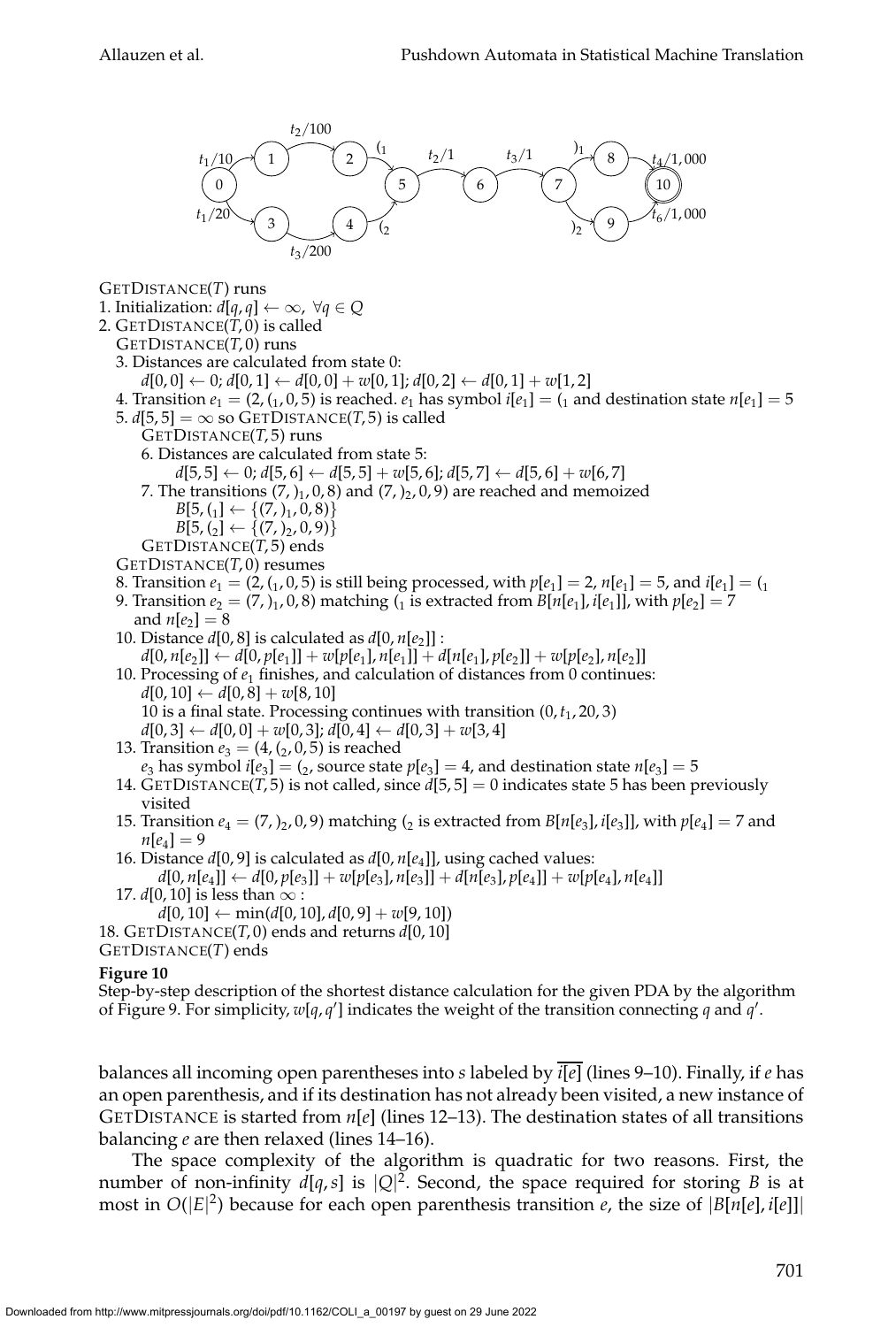GetDistance($T$) runs

1. Initialization: $d[q, q] \leftarrow \infty, \ \forall q \in Q$
2. GetDistance($T$, 0) is called
   GetDistance($T$, 0) runs
   3. Distances are calculated from state 0:
      $d[0, 0] \leftarrow 0$; $d[0, 1] \leftarrow d[0, 0] + w[0, 1]$; $d[0, 2] \leftarrow d[0, 1] + w[1, 2]$
   4. Transition $e_1 = (2, (_1, 0, 5)$ is reached. $e_1$ has symbol $i[e_1] = (_1$ and destination state $n[e_1] = 5$
   5. $d[5, 5] = \infty$ so GetDistance($T$, 5) is called
      GetDistance($T$, 5) runs
      6. Distances are calculated from state 5:
         $d[5, 5] \leftarrow 0$; $d[5, 6] \leftarrow d[5, 5] + w[5, 6]$; $d[5, 7] \leftarrow d[5, 6] + w[6, 7]$
      7. The transitions $(7, )_1, 0, 8)$ and $(7, )_2, 0, 9)$ are reached and memoized
         $B[5, (_1] \leftarrow \{(7, )_1, 0, 8)\}$
         $B[5, (_2] \leftarrow \{(7, )_2, 0, 9)\}$
      GetDistance($T$, 5) ends
   GetDistance($T$, 0) resumes
   8. Transition $e_1 = (2, (_1, 0, 5)$ is still being processed, with $p[e_1] = 2$, $n[e_1] = 5$, and $i[e_1] = (_1$
   9. Transition $e_2 = (7, )_1, 0, 8)$ matching $(_1$ is extracted from $B[n[e_1], i[e_1]]$, with $p[e_2] = 7$ and $n[e_2] = 8$
   10. Distance $d[0, 8]$ is calculated as $d[0, n[e_2]]$ :
       $d[0, n[e_2]] \leftarrow d[0, p[e_1]] + w[p[e_1], n[e_1]] + d[n[e_1], p[e_2]] + w[p[e_2], n[e_2]]$
   10. Processing of $e_1$ finishes, and calculation of distances from 0 continues:
       $d[0, 10] \leftarrow d[0, 8] + w[8, 10]$
       10 is a final state. Processing continues with transition $(0, t_1, 20, 3)$
       $d[0, 3] \leftarrow d[0, 0] + w[0, 3]$; $d[0, 4] \leftarrow d[0, 3] + w[3, 4]$
   13. Transition $e_3 = (4, (_2, 0, 5)$ is reached
       $e_3$ has symbol $i[e_3] = (_2$, source state $p[e_3] = 4$, and destination state $n[e_3] = 5$
   14. GetDistance($T$, 5) is not called, since $d[5, 5] = 0$ indicates state 5 has been previously visited
   15. Transition $e_4 = (7, )_2, 0, 9)$ matching $(_2$ is extracted from $B[n[e_3], i[e_3]]$, with $p[e_4] = 7$ and $n[e_4] = 9$
   16. Distance $d[0, 9]$ is calculated as $d[0, n[e_4]]$, using cached values:
       $d[0, n[e_4]] \leftarrow d[0, p[e_3]] + w[p[e_3], n[e_3]] + d[n[e_3], p[e_4]] + w[p[e_4], n[e_4]]$
   17. $d[0, 10]$ is less than $\infty$ :
       $d[0, 10] \leftarrow \min(d[0, 10], d[0, 9] + w[9, 10])$
18. GetDistance($T$, 0) ends and returns $d[0, 10]$
GetDistance($T$) ends

**Figure 10**
Step-by-step description of the shortest distance calculation for the given PDA by the algorithm of Figure 9. For simplicity, $w[q, q']$ indicates the weight of the transition connecting $q$ and $q'$.

balances all incoming open parentheses into $s$ labeled by $\overline{i[e]}$ (lines 9–10). Finally, if $e$ has an open parenthesis, and if its destination has not already been visited, a new instance of GetDistance is started from $n[e]$ (lines 12–13). The destination states of all transitions balancing $e$ are then relaxed (lines 14–16).

The space complexity of the algorithm is quadratic for two reasons. First, the number of non-infinity $d[q, s]$ is $|Q|^2$. Second, the space required for storing $B$ is at most in $O(|E|^2)$ because for each open parenthesis transition $e$, the size of $|B[n[e], i[e]]|$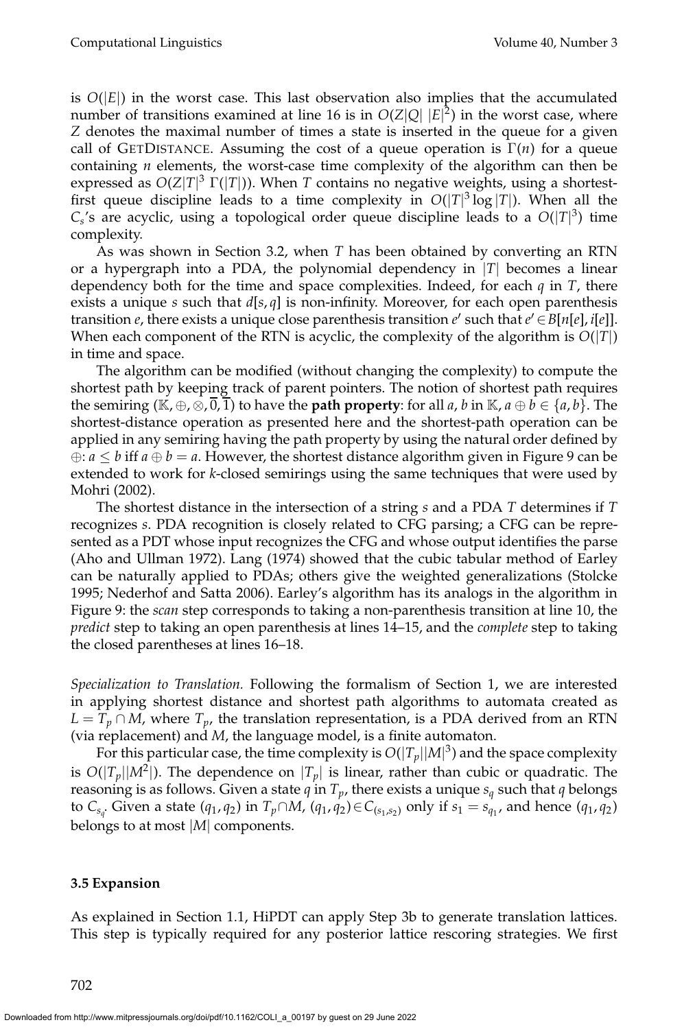is $O(|E|)$ in the worst case. This last observation also implies that the accumulated number of transitions examined at line 16 is in $O(Z|Q|\ |E|^2)$ in the worst case, where $Z$ denotes the maximal number of times a state is inserted in the queue for a given call of GETDISTANCE. Assuming the cost of a queue operation is $\Gamma(n)$ for a queue containing $n$ elements, the worst-case time complexity of the algorithm can then be expressed as $O(Z|T|^3\ \Gamma(|T|))$. When $T$ contains no negative weights, using a shortest-first queue discipline leads to a time complexity in $O(|T|^3 \log |T|)$. When all the $C_s$'s are acyclic, using a topological order queue discipline leads to a $O(|T|^3)$ time complexity.

As was shown in Section 3.2, when $T$ has been obtained by converting an RTN or a hypergraph into a PDA, the polynomial dependency in $|T|$ becomes a linear dependency both for the time and space complexities. Indeed, for each $q$ in $T$, there exists a unique $s$ such that $d[s, q]$ is non-infinity. Moreover, for each open parenthesis transition $e$, there exists a unique close parenthesis transition $e'$ such that $e' \in B[n[e], i[e]]$. When each component of the RTN is acyclic, the complexity of the algorithm is $O(|T|)$ in time and space.

The algorithm can be modified (without changing the complexity) to compute the shortest path by keeping track of parent pointers. The notion of shortest path requires the semiring $(\mathbb{K}, \oplus, \otimes, \overline{0}, \overline{1})$ to have the **path property**: for all $a, b$ in $\mathbb{K}$, $a \oplus b \in \{a, b\}$. The shortest-distance operation as presented here and the shortest-path operation can be applied in any semiring having the path property by using the natural order defined by $\oplus$: $a \leq b$ iff $a \oplus b = a$. However, the shortest distance algorithm given in Figure 9 can be extended to work for $k$-closed semirings using the same techniques that were used by Mohri (2002).

The shortest distance in the intersection of a string $s$ and a PDA $T$ determines if $T$ recognizes $s$. PDA recognition is closely related to CFG parsing; a CFG can be represented as a PDT whose input recognizes the CFG and whose output identifies the parse (Aho and Ullman 1972). Lang (1974) showed that the cubic tabular method of Earley can be naturally applied to PDAs; others give the weighted generalizations (Stolcke 1995; Nederhof and Satta 2006). Earley's algorithm has its analogs in the algorithm in Figure 9: the *scan* step corresponds to taking a non-parenthesis transition at line 10, the *predict* step to taking an open parenthesis at lines 14–15, and the *complete* step to taking the closed parentheses at lines 16–18.

*Specialization to Translation.* Following the formalism of Section 1, we are interested in applying shortest distance and shortest path algorithms to automata created as $L = T_p \cap M$, where $T_p$, the translation representation, is a PDA derived from an RTN (via replacement) and $M$, the language model, is a finite automaton.

For this particular case, the time complexity is $O(|T_p||M|^3)$ and the space complexity is $O(|T_p||M^2|)$. The dependence on $|T_p|$ is linear, rather than cubic or quadratic. The reasoning is as follows. Given a state $q$ in $T_p$, there exists a unique $s_q$ such that $q$ belongs to $C_{s_q}$. Given a state $(q_1, q_2)$ in $T_p \cap M$, $(q_1, q_2) \in C_{(s_1, s_2)}$ only if $s_1 = s_{q_1}$, and hence $(q_1, q_2)$ belongs to at most $|M|$ components.

### 3.5 Expansion

As explained in Section 1.1, HiPDT can apply Step 3b to generate translation lattices. This step is typically required for any posterior lattice rescoring strategies. We first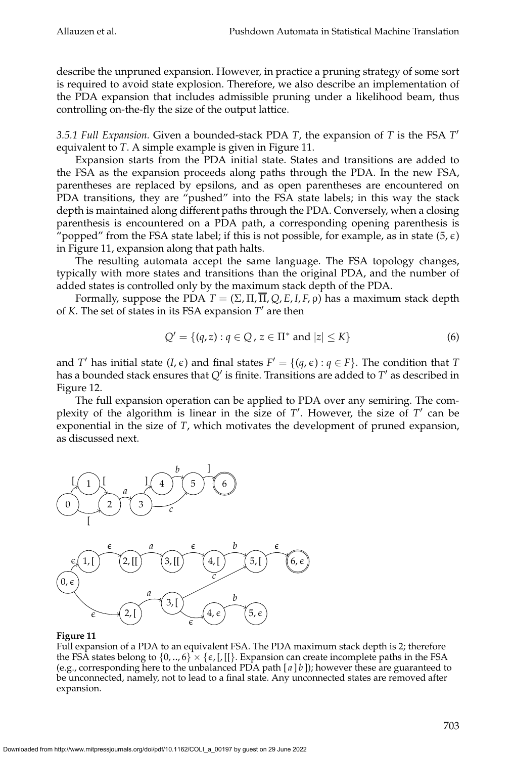describe the unpruned expansion. However, in practice a pruning strategy of some sort is required to avoid state explosion. Therefore, we also describe an implementation of the PDA expansion that includes admissible pruning under a likelihood beam, thus controlling on-the-fly the size of the output lattice.

*3.5.1 Full Expansion.* Given a bounded-stack PDA $T$, the expansion of $T$ is the FSA $T'$ equivalent to $T$. A simple example is given in Figure 11.

Expansion starts from the PDA initial state. States and transitions are added to the FSA as the expansion proceeds along paths through the PDA. In the new FSA, parentheses are replaced by epsilons, and as open parentheses are encountered on PDA transitions, they are "pushed" into the FSA state labels; in this way the stack depth is maintained along different paths through the PDA. Conversely, when a closing parenthesis is encountered on a PDA path, a corresponding opening parenthesis is "popped" from the FSA state label; if this is not possible, for example, as in state $(5, \epsilon)$ in Figure 11, expansion along that path halts.

The resulting automata accept the same language. The FSA topology changes, typically with more states and transitions than the original PDA, and the number of added states is controlled only by the maximum stack depth of the PDA.

Formally, suppose the PDA $T = (\Sigma, \Pi, \overline{\Pi}, Q, E, I, F, \rho)$ has a maximum stack depth of $K$. The set of states in its FSA expansion $T'$ are then

$$Q' = \{(q, z) : q \in Q\,, \, z \in \Pi^* \text{ and } |z| \leq K\} \tag{6}$$

and $T'$ has initial state $(I, \epsilon)$ and final states $F' = \{(q, \epsilon) : q \in F\}$. The condition that $T$ has a bounded stack ensures that $Q'$ is finite. Transitions are added to $T'$ as described in Figure 12.

The full expansion operation can be applied to PDA over any semiring. The complexity of the algorithm is linear in the size of $T'$. However, the size of $T'$ can be exponential in the size of $T$, which motivates the development of pruned expansion, as discussed next.

**Figure 11**
Full expansion of a PDA to an equivalent FSA. The PDA maximum stack depth is 2; therefore the FSA states belong to $\{0, .., 6\} \times \{\epsilon, [, [[\}$. Expansion can create incomplete paths in the FSA (e.g., corresponding here to the unbalanced PDA path $[\, a\, ]\, b\, ]$); however these are guaranteed to be unconnected, namely, not to lead to a final state. Any unconnected states are removed after expansion.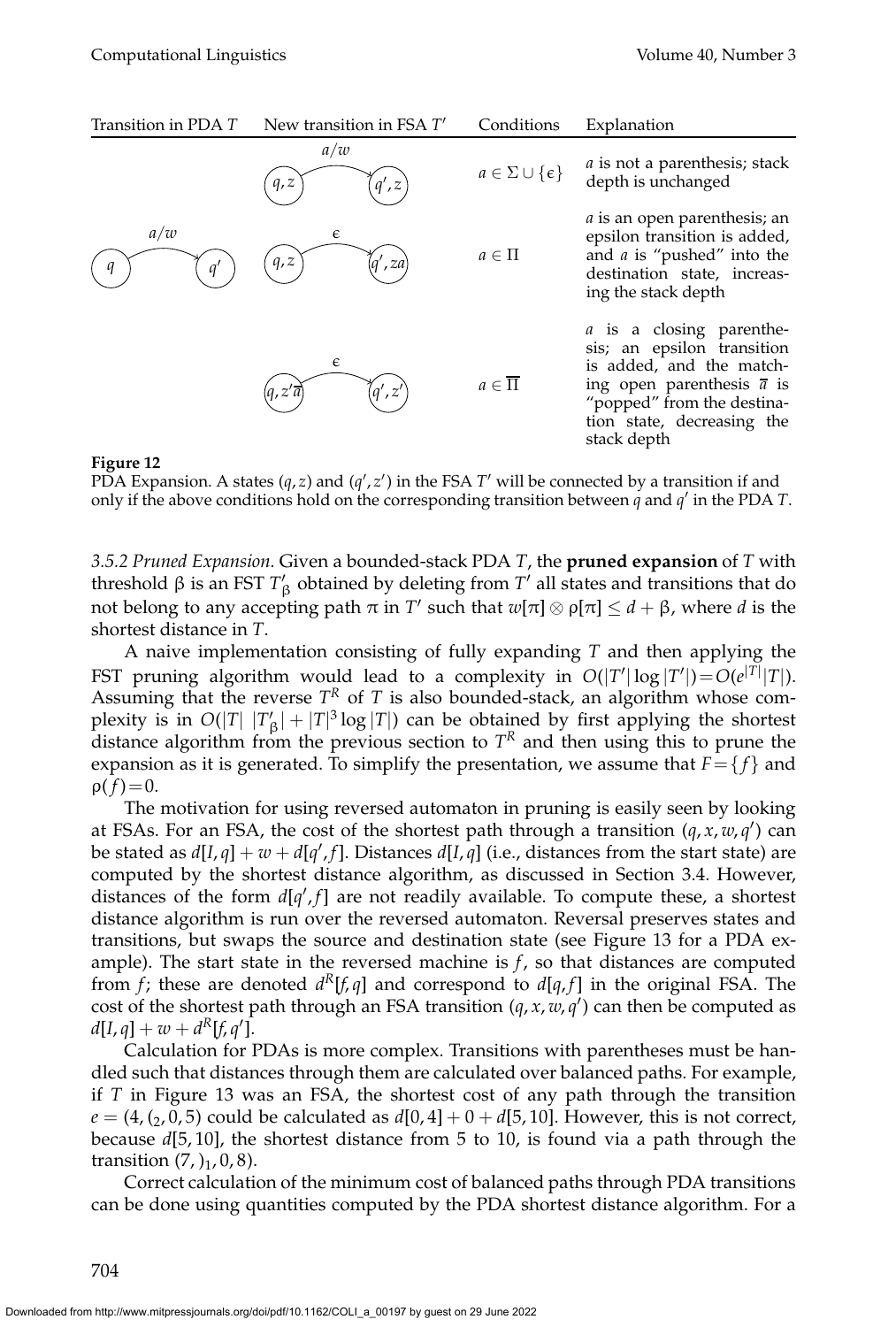| Transition in PDA $T$ | New transition in FSA $T'$ | Conditions | Explanation |
|---|---|---|---|
| $q \xrightarrow{a/w} q'$ | $(q,z) \xrightarrow{a/w} (q',z)$ | $a \in \Sigma \cup \{\epsilon\}$ | $a$ is not a parenthesis; stack depth is unchanged |
| | $(q,z) \xrightarrow{\epsilon} (q',za)$ | $a \in \Pi$ | $a$ is an open parenthesis; an epsilon transition is added, and $a$ is "pushed" into the destination state, increasing the stack depth |
| | $(q,z'\overline{a}) \xrightarrow{\epsilon} (q',z')$ | $a \in \overline{\Pi}$ | $a$ is a closing parenthesis; an epsilon transition is added, and the matching open parenthesis $\overline{a}$ is "popped" from the destination state, decreasing the stack depth |

**Figure 12**
PDA Expansion. A states $(q,z)$ and $(q',z')$ in the FSA $T'$ will be connected by a transition if and only if the above conditions hold on the corresponding transition between $q$ and $q'$ in the PDA $T$.

*3.5.2 Pruned Expansion.* Given a bounded-stack PDA $T$, the **pruned expansion** of $T$ with threshold $\beta$ is an FST $T'_\beta$ obtained by deleting from $T'$ all states and transitions that do not belong to any accepting path $\pi$ in $T'$ such that $w[\pi] \otimes \rho[\pi] \leq d + \beta$, where $d$ is the shortest distance in $T$.

A naive implementation consisting of fully expanding $T$ and then applying the FST pruning algorithm would lead to a complexity in $O(|T'|\log|T'|) = O(e^{|T|}|T|)$. Assuming that the reverse $T^R$ of $T$ is also bounded-stack, an algorithm whose complexity is in $O(|T|\ |T'_\beta| + |T|^3 \log|T|)$ can be obtained by first applying the shortest distance algorithm from the previous section to $T^R$ and then using this to prune the expansion as it is generated. To simplify the presentation, we assume that $F = \{f\}$ and $\rho(f) = 0$.

The motivation for using reversed automaton in pruning is easily seen by looking at FSAs. For an FSA, the cost of the shortest path through a transition $(q, x, w, q')$ can be stated as $d[I,q] + w + d[q',f]$. Distances $d[I,q]$ (i.e., distances from the start state) are computed by the shortest distance algorithm, as discussed in Section 3.4. However, distances of the form $d[q',f]$ are not readily available. To compute these, a shortest distance algorithm is run over the reversed automaton. Reversal preserves states and transitions, but swaps the source and destination state (see Figure 13 for a PDA example). The start state in the reversed machine is $f$, so that distances are computed from $f$; these are denoted $d^R[f,q]$ and correspond to $d[q,f]$ in the original FSA. The cost of the shortest path through an FSA transition $(q, x, w, q')$ can then be computed as $d[I,q] + w + d^R[f,q']$.

Calculation for PDAs is more complex. Transitions with parentheses must be handled such that distances through them are calculated over balanced paths. For example, if $T$ in Figure 13 was an FSA, the shortest cost of any path through the transition $e = (4, (_2, 0, 5)$ could be calculated as $d[0,4] + 0 + d[5,10]$. However, this is not correct, because $d[5,10]$, the shortest distance from 5 to 10, is found via a path through the transition $(7, )_1, 0, 8)$.

Correct calculation of the minimum cost of balanced paths through PDA transitions can be done using quantities computed by the PDA shortest distance algorithm. For a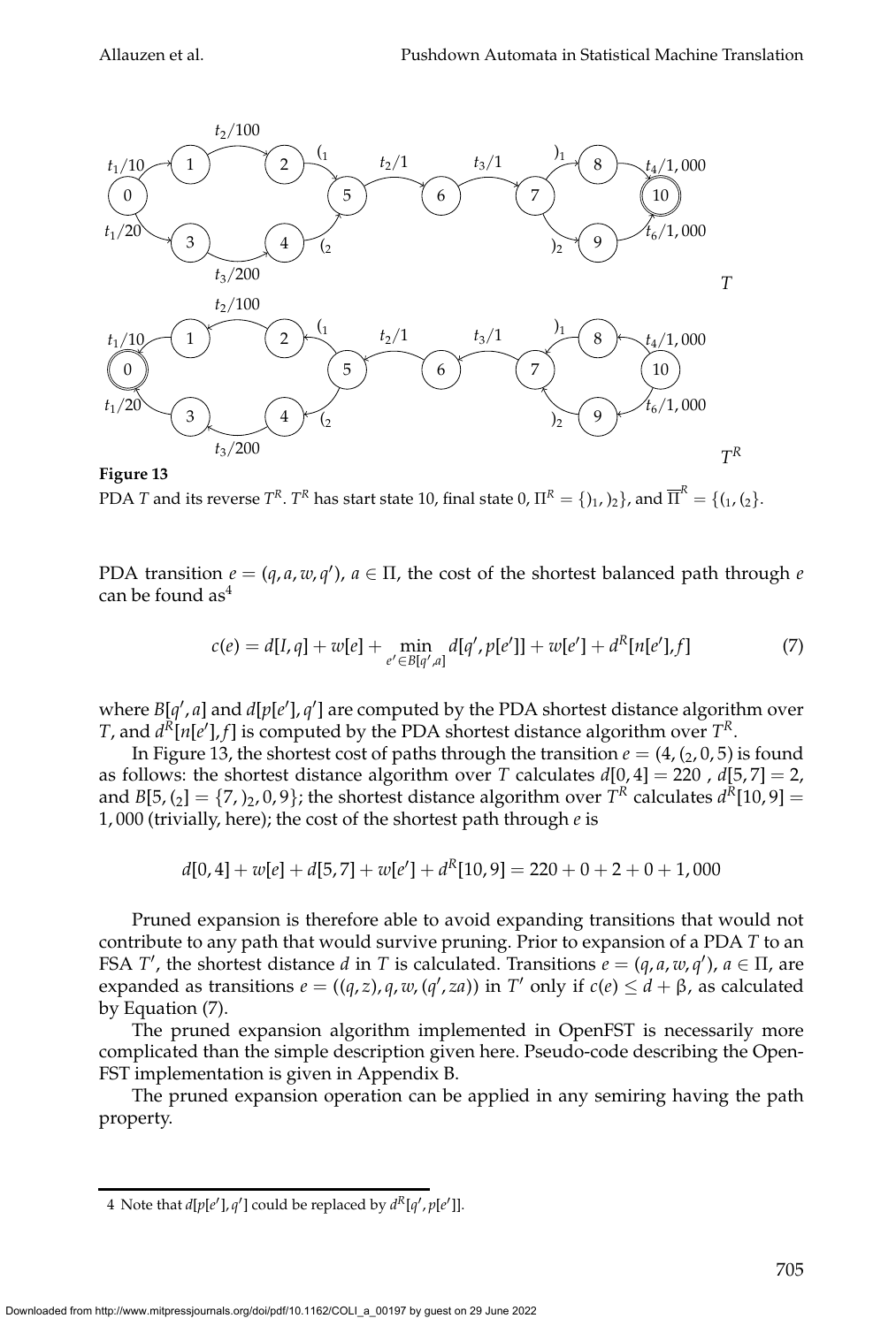**Figure 13**

PDA $T$ and its reverse $T^R$. $T^R$ has start state 10, final state 0, $\Pi^R = \{)_1, )_2\}$, and $\overline{\Pi}^R = \{(_1, (_2\}$.

PDA transition $e = (q, a, w, q')$, $a \in \Pi$, the cost of the shortest balanced path through $e$ can be found as[4]

$$c(e) = d[I, q] + w[e] + \min_{e' \in B[q', a]} d[q', p[e']] + w[e'] + d^R[n[e'], f] \tag{7}$$

where $B[q', a]$ and $d[p[e'], q']$ are computed by the PDA shortest distance algorithm over $T$, and $d^R[n[e'], f]$ is computed by the PDA shortest distance algorithm over $T^R$.

In Figure 13, the shortest cost of paths through the transition $e = (4, (_2, 0, 5)$ is found as follows: the shortest distance algorithm over $T$ calculates $d[0, 4] = 220$ , $d[5, 7] = 2$, and $B[5, (_2] = \{7, )_2, 0, 9\}$; the shortest distance algorithm over $T^R$ calculates $d^R[10, 9] = 1,000$ (trivially, here); the cost of the shortest path through $e$ is

$$d[0, 4] + w[e] + d[5, 7] + w[e'] + d^R[10, 9] = 220 + 0 + 2 + 0 + 1,000$$

Pruned expansion is therefore able to avoid expanding transitions that would not contribute to any path that would survive pruning. Prior to expansion of a PDA $T$ to an FSA $T'$, the shortest distance $d$ in $T$ is calculated. Transitions $e = (q, a, w, q')$, $a \in \Pi$, are expanded as transitions $e = ((q, z), q, w, (q', za))$ in $T'$ only if $c(e) \leq d + \beta$, as calculated by Equation (7).

The pruned expansion algorithm implemented in OpenFST is necessarily more complicated than the simple description given here. Pseudo-code describing the OpenFST implementation is given in Appendix B.

The pruned expansion operation can be applied in any semiring having the path property.

[4] Note that $d[p[e'], q']$ could be replaced by $d^R[q', p[e']]$.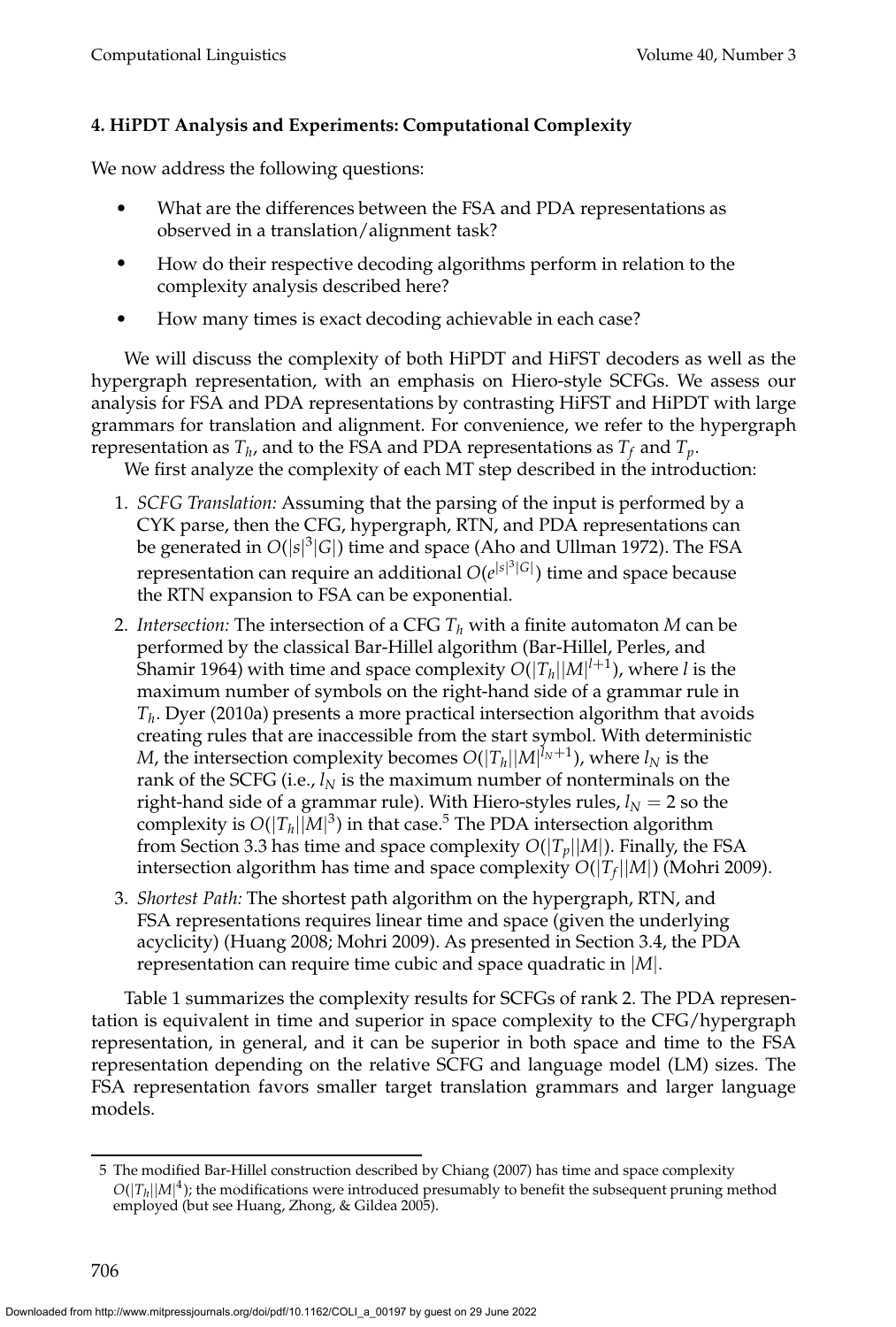#### 4. HiPDT Analysis and Experiments: Computational Complexity

We now address the following questions:

- What are the differences between the FSA and PDA representations as observed in a translation/alignment task?
- How do their respective decoding algorithms perform in relation to the complexity analysis described here?
- How many times is exact decoding achievable in each case?

We will discuss the complexity of both HiPDT and HiFST decoders as well as the hypergraph representation, with an emphasis on Hiero-style SCFGs. We assess our analysis for FSA and PDA representations by contrasting HiFST and HiPDT with large grammars for translation and alignment. For convenience, we refer to the hypergraph representation as $T_h$, and to the FSA and PDA representations as $T_f$ and $T_p$.

We first analyze the complexity of each MT step described in the introduction:

1. *SCFG Translation:* Assuming that the parsing of the input is performed by a CYK parse, then the CFG, hypergraph, RTN, and PDA representations can be generated in $O(|s|^3|G|)$ time and space (Aho and Ullman 1972). The FSA representation can require an additional $O(e^{|s|^3|G|})$ time and space because the RTN expansion to FSA can be exponential.
2. *Intersection:* The intersection of a CFG $T_h$ with a finite automaton $M$ can be performed by the classical Bar-Hillel algorithm (Bar-Hillel, Perles, and Shamir 1964) with time and space complexity $O(|T_h||M|^{l+1})$, where $l$ is the maximum number of symbols on the right-hand side of a grammar rule in $T_h$. Dyer (2010a) presents a more practical intersection algorithm that avoids creating rules that are inaccessible from the start symbol. With deterministic $M$, the intersection complexity becomes $O(|T_h||M|^{l_N+1})$, where $l_N$ is the rank of the SCFG (i.e., $l_N$ is the maximum number of nonterminals on the right-hand side of a grammar rule). With Hiero-styles rules, $l_N = 2$ so the complexity is $O(|T_h||M|^3)$ in that case.[5] The PDA intersection algorithm from Section 3.3 has time and space complexity $O(|T_p||M|)$. Finally, the FSA intersection algorithm has time and space complexity $O(|T_f||M|)$ (Mohri 2009).
3. *Shortest Path:* The shortest path algorithm on the hypergraph, RTN, and FSA representations requires linear time and space (given the underlying acyclicity) (Huang 2008; Mohri 2009). As presented in Section 3.4, the PDA representation can require time cubic and space quadratic in $|M|$.

Table 1 summarizes the complexity results for SCFGs of rank 2. The PDA representation is equivalent in time and superior in space complexity to the CFG/hypergraph representation, in general, and it can be superior in both space and time to the FSA representation depending on the relative SCFG and language model (LM) sizes. The FSA representation favors smaller target translation grammars and larger language models.

---

5 The modified Bar-Hillel construction described by Chiang (2007) has time and space complexity $O(|T_h||M|^4)$; the modifications were introduced presumably to benefit the subsequent pruning method employed (but see Huang, Zhong, & Gildea 2005).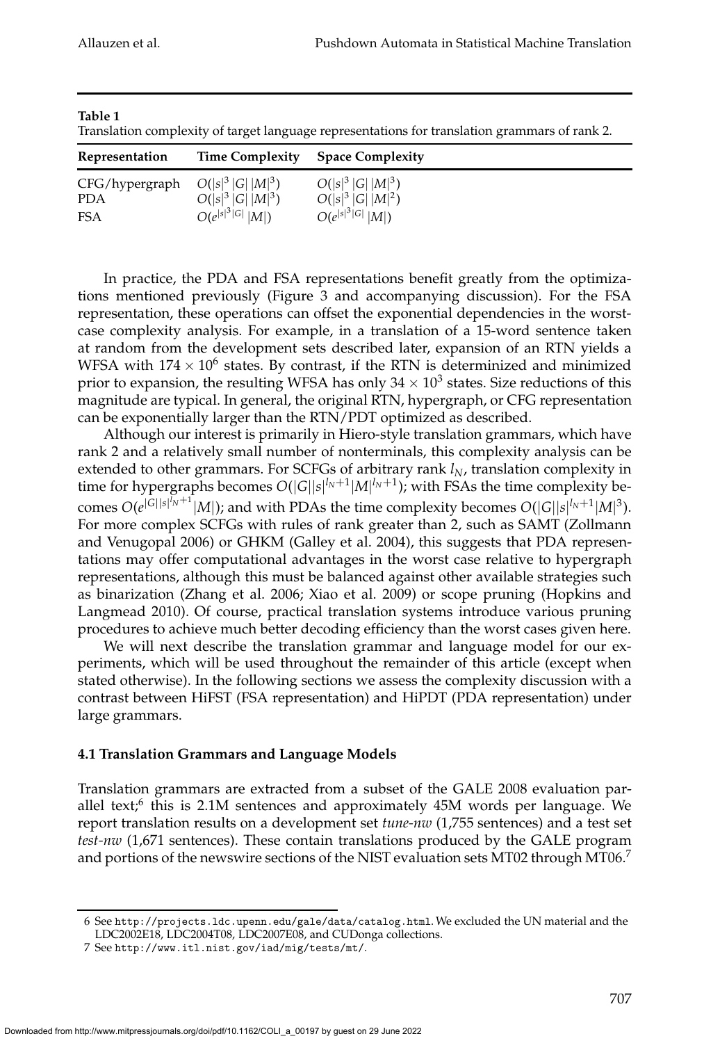**Table 1**
Translation complexity of target language representations for translation grammars of rank 2.

| Representation | Time Complexity | Space Complexity |
|---|---|---|
| CFG/hypergraph | $O(\|s\|^3 \|G\| \|M\|^3)$ | $O(\|s\|^3 \|G\| \|M\|^3)$ |
| PDA | $O(\|s\|^3 \|G\| \|M\|^3)$ | $O(\|s\|^3 \|G\| \|M\|^2)$ |
| FSA | $O(e^{\|s\|^3 \|G\|} \|M\|)$ | $O(e^{\|s\|^3 \|G\|} \|M\|)$ |

In practice, the PDA and FSA representations benefit greatly from the optimizations mentioned previously (Figure 3 and accompanying discussion). For the FSA representation, these operations can offset the exponential dependencies in the worst-case complexity analysis. For example, in a translation of a 15-word sentence taken at random from the development sets described later, expansion of an RTN yields a WFSA with $174 \times 10^6$ states. By contrast, if the RTN is determinized and minimized prior to expansion, the resulting WFSA has only $34 \times 10^3$ states. Size reductions of this magnitude are typical. In general, the original RTN, hypergraph, or CFG representation can be exponentially larger than the RTN/PDT optimized as described.

Although our interest is primarily in Hiero-style translation grammars, which have rank 2 and a relatively small number of nonterminals, this complexity analysis can be extended to other grammars. For SCFGs of arbitrary rank $l_N$, translation complexity in time for hypergraphs becomes $O(|G||s|^{l_N+1}|M|^{l_N+1})$; with FSAs the time complexity becomes $O(e^{|G||s|^{l_N+1}}|M|)$; and with PDAs the time complexity becomes $O(|G||s|^{l_N+1}|M|^3)$. For more complex SCFGs with rules of rank greater than 2, such as SAMT (Zollmann and Venugopal 2006) or GHKM (Galley et al. 2004), this suggests that PDA representations may offer computational advantages in the worst case relative to hypergraph representations, although this must be balanced against other available strategies such as binarization (Zhang et al. 2006; Xiao et al. 2009) or scope pruning (Hopkins and Langmead 2010). Of course, practical translation systems introduce various pruning procedures to achieve much better decoding efficiency than the worst cases given here.

We will next describe the translation grammar and language model for our experiments, which will be used throughout the remainder of this article (except when stated otherwise). In the following sections we assess the complexity discussion with a contrast between HiFST (FSA representation) and HiPDT (PDA representation) under large grammars.

### 4.1 Translation Grammars and Language Models

Translation grammars are extracted from a subset of the GALE 2008 evaluation parallel text;[6] this is 2.1M sentences and approximately 45M words per language. We report translation results on a development set *tune-nw* (1,755 sentences) and a test set *test-nw* (1,671 sentences). These contain translations produced by the GALE program and portions of the newswire sections of the NIST evaluation sets MT02 through MT06.[7]

6 See http://projects.ldc.upenn.edu/gale/data/catalog.html. We excluded the UN material and the LDC2002E18, LDC2004T08, LDC2007E08, and CUDonga collections.

7 See http://www.itl.nist.gov/iad/mig/tests/mt/.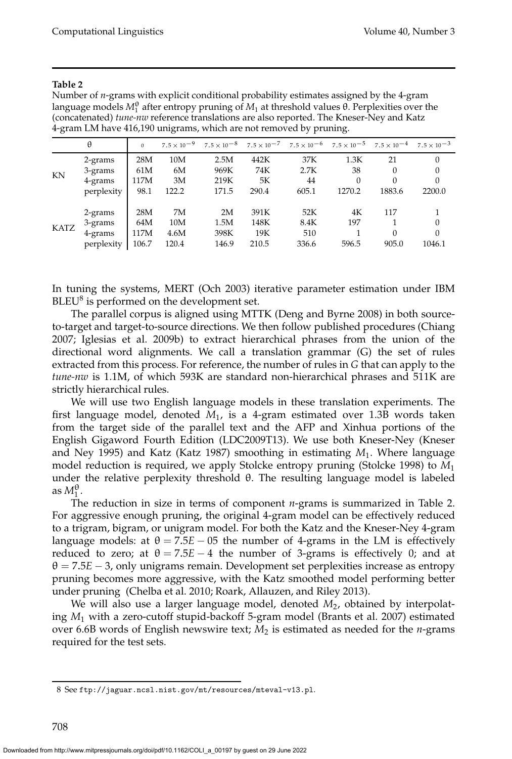**Table 2**

Number of *n*-grams with explicit conditional probability estimates assigned by the 4-gram language models $M_1^\theta$ after entropy pruning of $M_1$ at threshold values θ. Perplexities over the (concatenated) *tune-nw* reference translations are also reported. The Kneser-Ney and Katz 4-gram LM have 416,190 unigrams, which are not removed by pruning.

| | θ | 0 | $7.5 \times 10^{-9}$ | $7.5 \times 10^{-8}$ | $7.5 \times 10^{-7}$ | $7.5 \times 10^{-6}$ | $7.5 \times 10^{-5}$ | $7.5 \times 10^{-4}$ | $7.5 \times 10^{-3}$ |
|---|---|---|---|---|---|---|---|---|---|
| KN | 2-grams | 28M | 10M | 2.5M | 442K | 37K | 1.3K | 21 | 0 |
| | 3-grams | 61M | 6M | 969K | 74K | 2.7K | 38 | 0 | 0 |
| | 4-grams | 117M | 3M | 219K | 5K | 44 | 0 | 0 | 0 |
| | perplexity | 98.1 | 122.2 | 171.5 | 290.4 | 605.1 | 1270.2 | 1883.6 | 2200.0 |
| KATZ | 2-grams | 28M | 7M | 2M | 391K | 52K | 4K | 117 | 1 |
| | 3-grams | 64M | 10M | 1.5M | 148K | 8.4K | 197 | 1 | 0 |
| | 4-grams | 117M | 4.6M | 398K | 19K | 510 | 1 | 0 | 0 |
| | perplexity | 106.7 | 120.4 | 146.9 | 210.5 | 336.6 | 596.5 | 905.0 | 1046.1 |

In tuning the systems, MERT (Och 2003) iterative parameter estimation under IBM BLEU[8] is performed on the development set.

The parallel corpus is aligned using MTTK (Deng and Byrne 2008) in both source-to-target and target-to-source directions. We then follow published procedures (Chiang 2007; Iglesias et al. 2009b) to extract hierarchical phrases from the union of the directional word alignments. We call a translation grammar (G) the set of rules extracted from this process. For reference, the number of rules in *G* that can apply to the *tune-nw* is 1.1M, of which 593K are standard non-hierarchical phrases and 511K are strictly hierarchical rules.

We will use two English language models in these translation experiments. The first language model, denoted $M_1$, is a 4-gram estimated over 1.3B words taken from the target side of the parallel text and the AFP and Xinhua portions of the English Gigaword Fourth Edition (LDC2009T13). We use both Kneser-Ney (Kneser and Ney 1995) and Katz (Katz 1987) smoothing in estimating $M_1$. Where language model reduction is required, we apply Stolcke entropy pruning (Stolcke 1998) to $M_1$ under the relative perplexity threshold θ. The resulting language model is labeled as $M_1^\theta$.

The reduction in size in terms of component *n*-grams is summarized in Table 2. For aggressive enough pruning, the original 4-gram model can be effectively reduced to a trigram, bigram, or unigram model. For both the Katz and the Kneser-Ney 4-gram language models: at $\theta = 7.5E-05$ the number of 4-grams in the LM is effectively reduced to zero; at $\theta = 7.5E-4$ the number of 3-grams is effectively 0; and at $\theta = 7.5E-3$, only unigrams remain. Development set perplexities increase as entropy pruning becomes more aggressive, with the Katz smoothed model performing better under pruning (Chelba et al. 2010; Roark, Allauzen, and Riley 2013).

We will also use a larger language model, denoted $M_2$, obtained by interpolating $M_1$ with a zero-cutoff stupid-backoff 5-gram model (Brants et al. 2007) estimated over 6.6B words of English newswire text; $M_2$ is estimated as needed for the *n*-grams required for the test sets.

8 See ftp://jaguar.ncsl.nist.gov/mt/resources/mteval-v13.pl.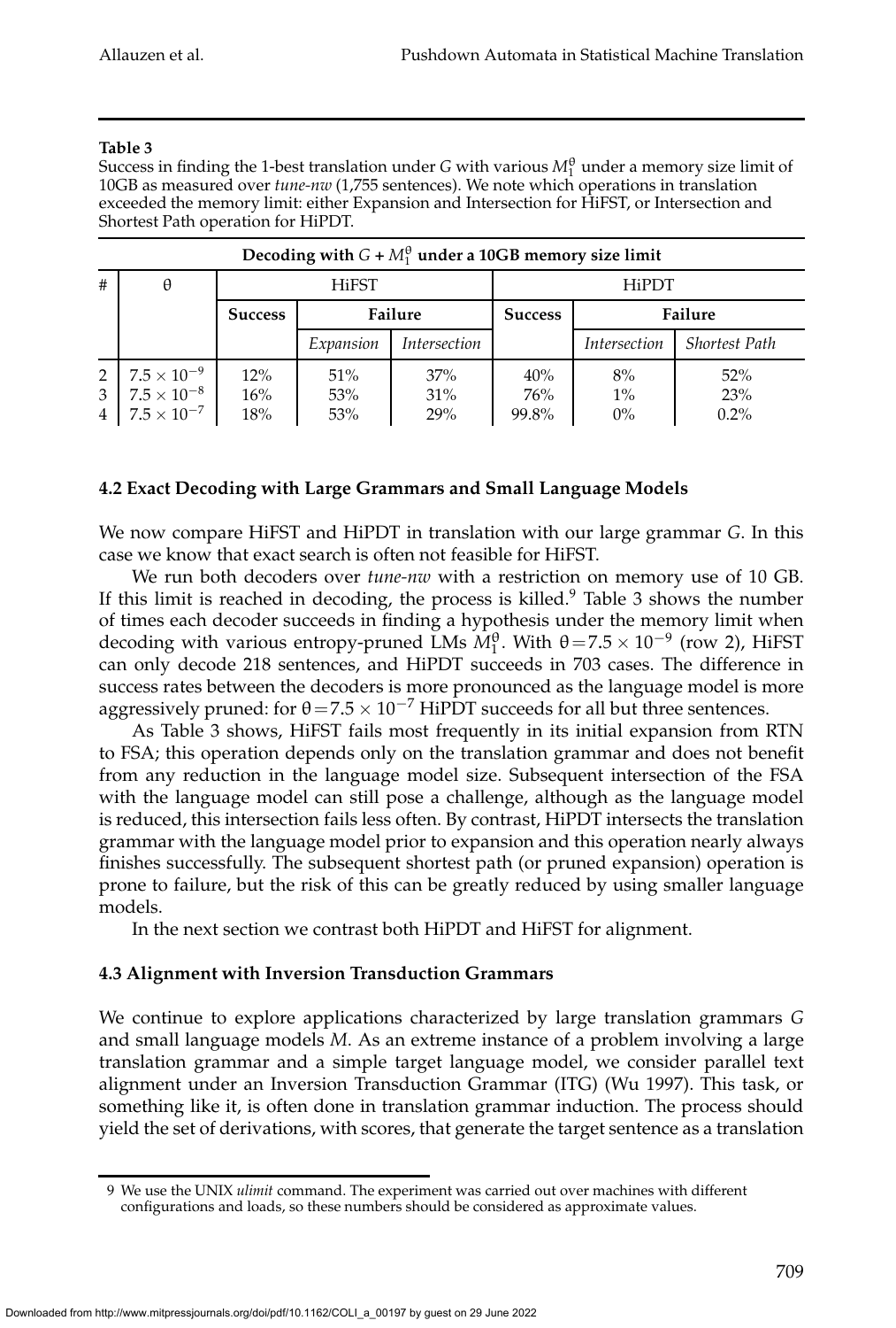**Table 3**

Success in finding the 1-best translation under $G$ with various $M_1^\theta$ under a memory size limit of 10GB as measured over *tune-nw* (1,755 sentences). We note which operations in translation exceeded the memory limit: either Expansion and Intersection for HiFST, or Intersection and Shortest Path operation for HiPDT.

| Decoding with $G + M_1^\theta$ under a 10GB memory size limit | | | | | | | |
|---|---|---|---|---|---|---|---|
| # | θ | HiFST | | | HiPDT | | |
| | | **Success** | **Failure** | | **Success** | **Failure** | |
| | | | *Expansion* | *Intersection* | | *Intersection* | *Shortest Path* |
| 2 | $7.5 \times 10^{-9}$ | 12% | 51% | 37% | 40% | 8% | 52% |
| 3 | $7.5 \times 10^{-8}$ | 16% | 53% | 31% | 76% | 1% | 23% |
| 4 | $7.5 \times 10^{-7}$ | 18% | 53% | 29% | 99.8% | 0% | 0.2% |

### 4.2 Exact Decoding with Large Grammars and Small Language Models

We now compare HiFST and HiPDT in translation with our large grammar $G$. In this case we know that exact search is often not feasible for HiFST.

We run both decoders over *tune-nw* with a restriction on memory use of 10 GB. If this limit is reached in decoding, the process is killed.[9] Table 3 shows the number of times each decoder succeeds in finding a hypothesis under the memory limit when decoding with various entropy-pruned LMs $M_1^\theta$. With $\theta = 7.5 \times 10^{-9}$ (row 2), HiFST can only decode 218 sentences, and HiPDT succeeds in 703 cases. The difference in success rates between the decoders is more pronounced as the language model is more aggressively pruned: for $\theta = 7.5 \times 10^{-7}$ HiPDT succeeds for all but three sentences.

As Table 3 shows, HiFST fails most frequently in its initial expansion from RTN to FSA; this operation depends only on the translation grammar and does not benefit from any reduction in the language model size. Subsequent intersection of the FSA with the language model can still pose a challenge, although as the language model is reduced, this intersection fails less often. By contrast, HiPDT intersects the translation grammar with the language model prior to expansion and this operation nearly always finishes successfully. The subsequent shortest path (or pruned expansion) operation is prone to failure, but the risk of this can be greatly reduced by using smaller language models.

In the next section we contrast both HiPDT and HiFST for alignment.

### 4.3 Alignment with Inversion Transduction Grammars

We continue to explore applications characterized by large translation grammars $G$ and small language models $M$. As an extreme instance of a problem involving a large translation grammar and a simple target language model, we consider parallel text alignment under an Inversion Transduction Grammar (ITG) (Wu 1997). This task, or something like it, is often done in translation grammar induction. The process should yield the set of derivations, with scores, that generate the target sentence as a translation

---

9 We use the UNIX *ulimit* command. The experiment was carried out over machines with different configurations and loads, so these numbers should be considered as approximate values.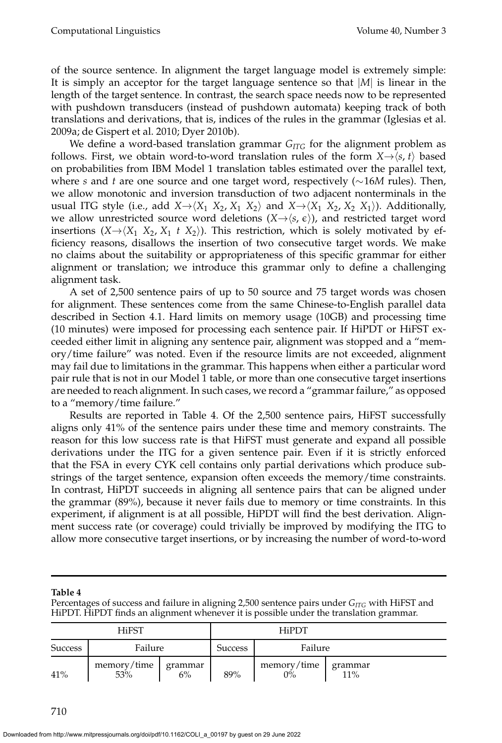of the source sentence. In alignment the target language model is extremely simple: It is simply an acceptor for the target language sentence so that $|M|$ is linear in the length of the target sentence. In contrast, the search space needs now to be represented with pushdown transducers (instead of pushdown automata) keeping track of both translations and derivations, that is, indices of the rules in the grammar (Iglesias et al. 2009a; de Gispert et al. 2010; Dyer 2010b).

We define a word-based translation grammar $G_{ITG}$ for the alignment problem as follows. First, we obtain word-to-word translation rules of the form $X \rightarrow \langle s, t \rangle$ based on probabilities from IBM Model 1 translation tables estimated over the parallel text, where $s$ and $t$ are one source and one target word, respectively ($\sim$16$M$ rules). Then, we allow monotonic and inversion transduction of two adjacent nonterminals in the usual ITG style (i.e., add $X \rightarrow \langle X_1\ X_2, X_1\ X_2 \rangle$ and $X \rightarrow \langle X_1\ X_2, X_2\ X_1 \rangle$). Additionally, we allow unrestricted source word deletions ($X \rightarrow \langle s, \epsilon \rangle$), and restricted target word insertions ($X \rightarrow \langle X_1\ X_2, X_1\ t\ X_2 \rangle$). This restriction, which is solely motivated by efficiency reasons, disallows the insertion of two consecutive target words. We make no claims about the suitability or appropriateness of this specific grammar for either alignment or translation; we introduce this grammar only to define a challenging alignment task.

A set of 2,500 sentence pairs of up to 50 source and 75 target words was chosen for alignment. These sentences come from the same Chinese-to-English parallel data described in Section 4.1. Hard limits on memory usage (10GB) and processing time (10 minutes) were imposed for processing each sentence pair. If HiPDT or HiFST exceeded either limit in aligning any sentence pair, alignment was stopped and a "memory/time failure" was noted. Even if the resource limits are not exceeded, alignment may fail due to limitations in the grammar. This happens when either a particular word pair rule that is not in our Model 1 table, or more than one consecutive target insertions are needed to reach alignment. In such cases, we record a "grammar failure," as opposed to a "memory/time failure."

Results are reported in Table 4. Of the 2,500 sentence pairs, HiFST successfully aligns only 41% of the sentence pairs under these time and memory constraints. The reason for this low success rate is that HiFST must generate and expand all possible derivations under the ITG for a given sentence pair. Even if it is strictly enforced that the FSA in every CYK cell contains only partial derivations which produce substrings of the target sentence, expansion often exceeds the memory/time constraints. In contrast, HiPDT succeeds in aligning all sentence pairs that can be aligned under the grammar (89%), because it never fails due to memory or time constraints. In this experiment, if alignment is at all possible, HiPDT will find the best derivation. Alignment success rate (or coverage) could trivially be improved by modifying the ITG to allow more consecutive target insertions, or by increasing the number of word-to-word

**Table 4**
Percentages of success and failure in aligning 2,500 sentence pairs under $G_{ITG}$ with HiFST and HiPDT. HiPDT finds an alignment whenever it is possible under the translation grammar.

| HiFST | | | HiPDT | | |
|---|---|---|---|---|---|
| Success | Failure | | Success | Failure | |
| | memory/time | grammar | | memory/time | grammar |
| 41% | 53% | 6% | 89% | 0% | 11% |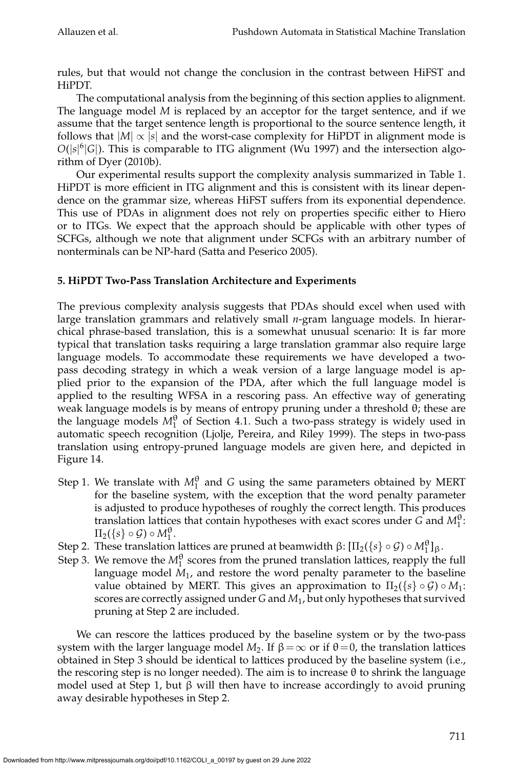rules, but that would not change the conclusion in the contrast between HiFST and HiPDT.

The computational analysis from the beginning of this section applies to alignment. The language model $M$ is replaced by an acceptor for the target sentence, and if we assume that the target sentence length is proportional to the source sentence length, it follows that $|M| \propto |s|$ and the worst-case complexity for HiPDT in alignment mode is $O(|s|^6|G|)$. This is comparable to ITG alignment (Wu 1997) and the intersection algorithm of Dyer (2010b).

Our experimental results support the complexity analysis summarized in Table 1. HiPDT is more efficient in ITG alignment and this is consistent with its linear dependence on the grammar size, whereas HiFST suffers from its exponential dependence. This use of PDAs in alignment does not rely on properties specific either to Hiero or to ITGs. We expect that the approach should be applicable with other types of SCFGs, although we note that alignment under SCFGs with an arbitrary number of nonterminals can be NP-hard (Satta and Peserico 2005).

## 5. HiPDT Two-Pass Translation Architecture and Experiments

The previous complexity analysis suggests that PDAs should excel when used with large translation grammars and relatively small $n$-gram language models. In hierarchical phrase-based translation, this is a somewhat unusual scenario: It is far more typical that translation tasks requiring a large translation grammar also require large language models. To accommodate these requirements we have developed a two-pass decoding strategy in which a weak version of a large language model is applied prior to the expansion of the PDA, after which the full language model is applied to the resulting WFSA in a rescoring pass. An effective way of generating weak language models is by means of entropy pruning under a threshold $\theta$; these are the language models $M_1^\theta$ of Section 4.1. Such a two-pass strategy is widely used in automatic speech recognition (Ljolje, Pereira, and Riley 1999). The steps in two-pass translation using entropy-pruned language models are given here, and depicted in Figure 14.

- Step 1. We translate with $M_1^\theta$ and $G$ using the same parameters obtained by MERT for the baseline system, with the exception that the word penalty parameter is adjusted to produce hypotheses of roughly the correct length. This produces translation lattices that contain hypotheses with exact scores under $G$ and $M_1^\theta$: $\Pi_2(\{s\} \circ \mathcal{G}) \circ M_1^\theta$.
- Step 2. These translation lattices are pruned at beamwidth $\beta$: $[\Pi_2(\{s\} \circ \mathcal{G}) \circ M_1^\theta]_\beta$.
- Step 3. We remove the $M_1^\theta$ scores from the pruned translation lattices, reapply the full language model $M_1$, and restore the word penalty parameter to the baseline value obtained by MERT. This gives an approximation to $\Pi_2(\{s\} \circ \mathcal{G}) \circ M_1$: scores are correctly assigned under $G$ and $M_1$, but only hypotheses that survived pruning at Step 2 are included.

We can rescore the lattices produced by the baseline system or by the two-pass system with the larger language model $M_2$. If $\beta = \infty$ or if $\theta = 0$, the translation lattices obtained in Step 3 should be identical to lattices produced by the baseline system (i.e., the rescoring step is no longer needed). The aim is to increase $\theta$ to shrink the language model used at Step 1, but $\beta$ will then have to increase accordingly to avoid pruning away desirable hypotheses in Step 2.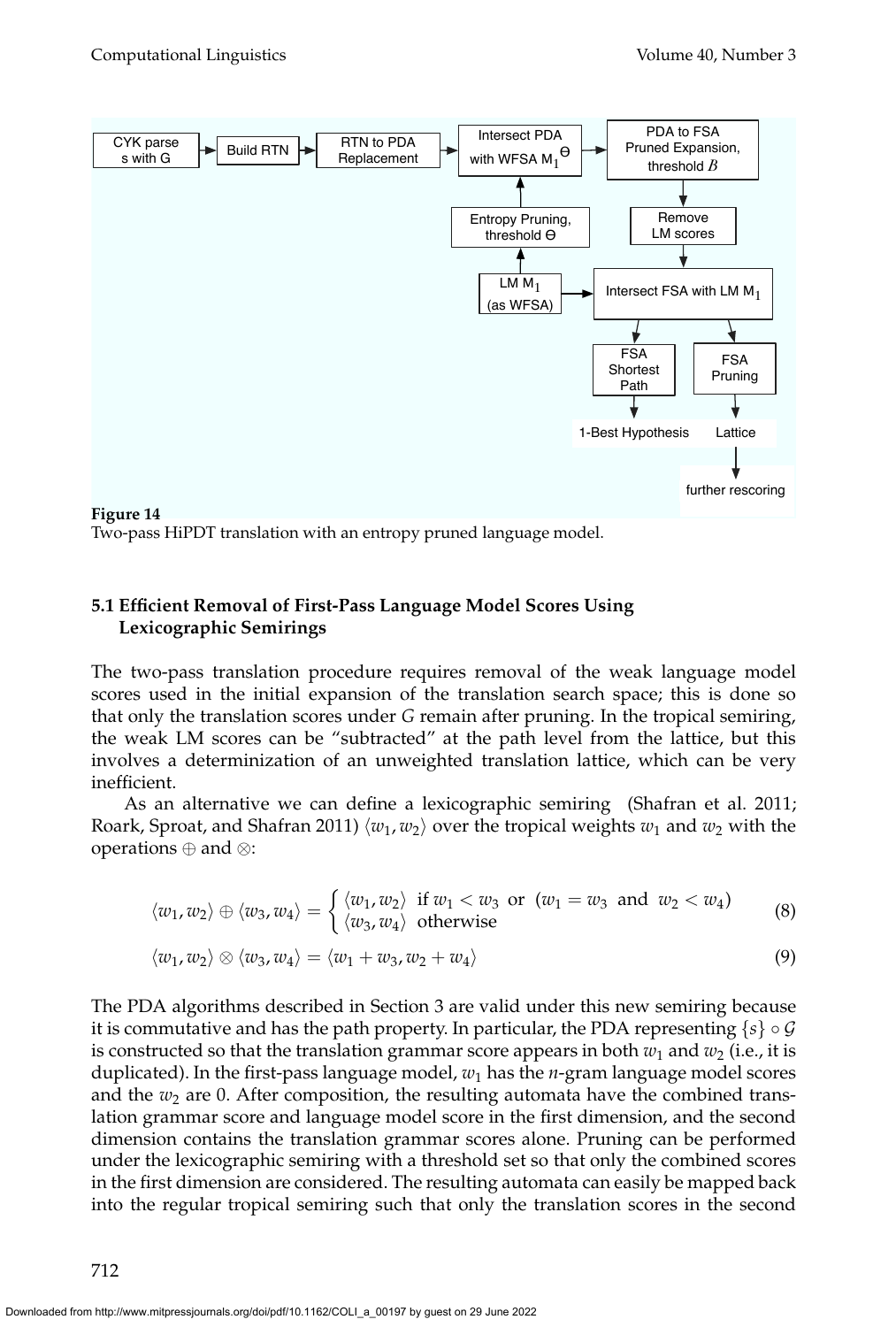**Figure 14**
Two-pass HiPDT translation with an entropy pruned language model.

### 5.1 Efficient Removal of First-Pass Language Model Scores Using Lexicographic Semirings

The two-pass translation procedure requires removal of the weak language model scores used in the initial expansion of the translation search space; this is done so that only the translation scores under $G$ remain after pruning. In the tropical semiring, the weak LM scores can be "subtracted" at the path level from the lattice, but this involves a determinization of an unweighted translation lattice, which can be very inefficient.

As an alternative we can define a lexicographic semiring (Shafran et al. 2011; Roark, Sproat, and Shafran 2011) $\langle w_1, w_2 \rangle$ over the tropical weights $w_1$ and $w_2$ with the operations $\oplus$ and $\otimes$:

$$\langle w_1, w_2 \rangle \oplus \langle w_3, w_4 \rangle = \begin{cases} \langle w_1, w_2 \rangle & \text{if } w_1 < w_3 \text{ or } (w_1 = w_3 \text{ and } w_2 < w_4) \\ \langle w_3, w_4 \rangle & \text{otherwise} \end{cases} \tag{8}$$

$$\langle w_1, w_2 \rangle \otimes \langle w_3, w_4 \rangle = \langle w_1 + w_3, w_2 + w_4 \rangle \tag{9}$$

The PDA algorithms described in Section 3 are valid under this new semiring because it is commutative and has the path property. In particular, the PDA representing $\{s\} \circ \mathcal{G}$ is constructed so that the translation grammar score appears in both $w_1$ and $w_2$ (i.e., it is duplicated). In the first-pass language model, $w_1$ has the $n$-gram language model scores and the $w_2$ are 0. After composition, the resulting automata have the combined translation grammar score and language model score in the first dimension, and the second dimension contains the translation grammar scores alone. Pruning can be performed under the lexicographic semiring with a threshold set so that only the combined scores in the first dimension are considered. The resulting automata can easily be mapped back into the regular tropical semiring such that only the translation scores in the second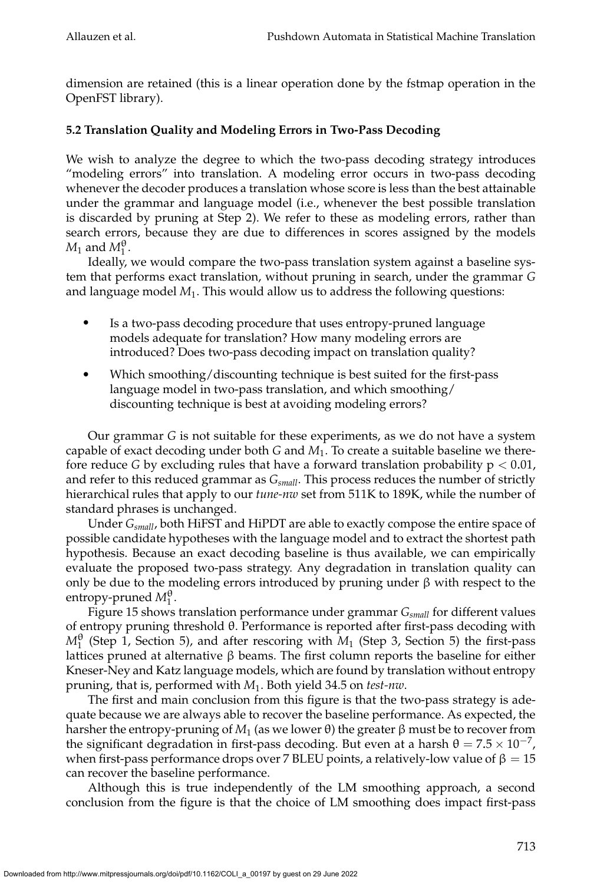dimension are retained (this is a linear operation done by the fstmap operation in the OpenFST library).

### 5.2 Translation Quality and Modeling Errors in Two-Pass Decoding

We wish to analyze the degree to which the two-pass decoding strategy introduces "modeling errors" into translation. A modeling error occurs in two-pass decoding whenever the decoder produces a translation whose score is less than the best attainable under the grammar and language model (i.e., whenever the best possible translation is discarded by pruning at Step 2). We refer to these as modeling errors, rather than search errors, because they are due to differences in scores assigned by the models $M_1$ and $M_1^\theta$.

Ideally, we would compare the two-pass translation system against a baseline system that performs exact translation, without pruning in search, under the grammar $G$ and language model $M_1$. This would allow us to address the following questions:

- Is a two-pass decoding procedure that uses entropy-pruned language models adequate for translation? How many modeling errors are introduced? Does two-pass decoding impact on translation quality?
- Which smoothing/discounting technique is best suited for the first-pass language model in two-pass translation, and which smoothing/ discounting technique is best at avoiding modeling errors?

Our grammar $G$ is not suitable for these experiments, as we do not have a system capable of exact decoding under both $G$ and $M_1$. To create a suitable baseline we therefore reduce $G$ by excluding rules that have a forward translation probability $p < 0.01$, and refer to this reduced grammar as $G_{small}$. This process reduces the number of strictly hierarchical rules that apply to our *tune-nw* set from 511K to 189K, while the number of standard phrases is unchanged.

Under $G_{small}$, both HiFST and HiPDT are able to exactly compose the entire space of possible candidate hypotheses with the language model and to extract the shortest path hypothesis. Because an exact decoding baseline is thus available, we can empirically evaluate the proposed two-pass strategy. Any degradation in translation quality can only be due to the modeling errors introduced by pruning under $\beta$ with respect to the entropy-pruned $M_1^\theta$.

Figure 15 shows translation performance under grammar $G_{small}$ for different values of entropy pruning threshold $\theta$. Performance is reported after first-pass decoding with $M_1^\theta$ (Step 1, Section 5), and after rescoring with $M_1$ (Step 3, Section 5) the first-pass lattices pruned at alternative $\beta$ beams. The first column reports the baseline for either Kneser-Ney and Katz language models, which are found by translation without entropy pruning, that is, performed with $M_1$. Both yield 34.5 on *test-nw*.

The first and main conclusion from this figure is that the two-pass strategy is adequate because we are always able to recover the baseline performance. As expected, the harsher the entropy-pruning of $M_1$ (as we lower $\theta$) the greater $\beta$ must be to recover from the significant degradation in first-pass decoding. But even at a harsh $\theta = 7.5 \times 10^{-7}$, when first-pass performance drops over 7 BLEU points, a relatively-low value of $\beta = 15$ can recover the baseline performance.

Although this is true independently of the LM smoothing approach, a second conclusion from the figure is that the choice of LM smoothing does impact first-pass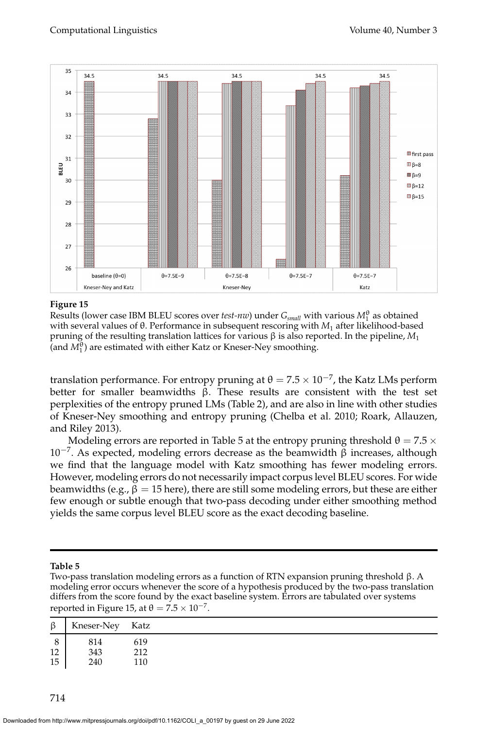**Figure 15**

Results (lower case IBM BLEU scores over *test-nw*) under $G_{small}$ with various $M_1^\theta$ as obtained with several values of θ. Performance in subsequent rescoring with $M_1$ after likelihood-based pruning of the resulting translation lattices for various β is also reported. In the pipeline, $M_1$ (and $M_1^\theta$) are estimated with either Katz or Kneser-Ney smoothing.

translation performance. For entropy pruning at $\theta = 7.5 \times 10^{-7}$, the Katz LMs perform better for smaller beamwidths β. These results are consistent with the test set perplexities of the entropy pruned LMs (Table 2), and are also in line with other studies of Kneser-Ney smoothing and entropy pruning (Chelba et al. 2010; Roark, Allauzen, and Riley 2013).

Modeling errors are reported in Table 5 at the entropy pruning threshold $\theta = 7.5 \times 10^{-7}$. As expected, modeling errors decrease as the beamwidth β increases, although we find that the language model with Katz smoothing has fewer modeling errors. However, modeling errors do not necessarily impact corpus level BLEU scores. For wide beamwidths (e.g., $\beta = 15$ here), there are still some modeling errors, but these are either few enough or subtle enough that two-pass decoding under either smoothing method yields the same corpus level BLEU score as the exact decoding baseline.

**Table 5**

Two-pass translation modeling errors as a function of RTN expansion pruning threshold β. A modeling error occurs whenever the score of a hypothesis produced by the two-pass translation differs from the score found by the exact baseline system. Errors are tabulated over systems reported in Figure 15, at $\theta = 7.5 \times 10^{-7}$.

| β | Kneser-Ney | Katz |
|---|---|---|
| 8 | 814 | 619 |
| 12 | 343 | 212 |
| 15 | 240 | 110 |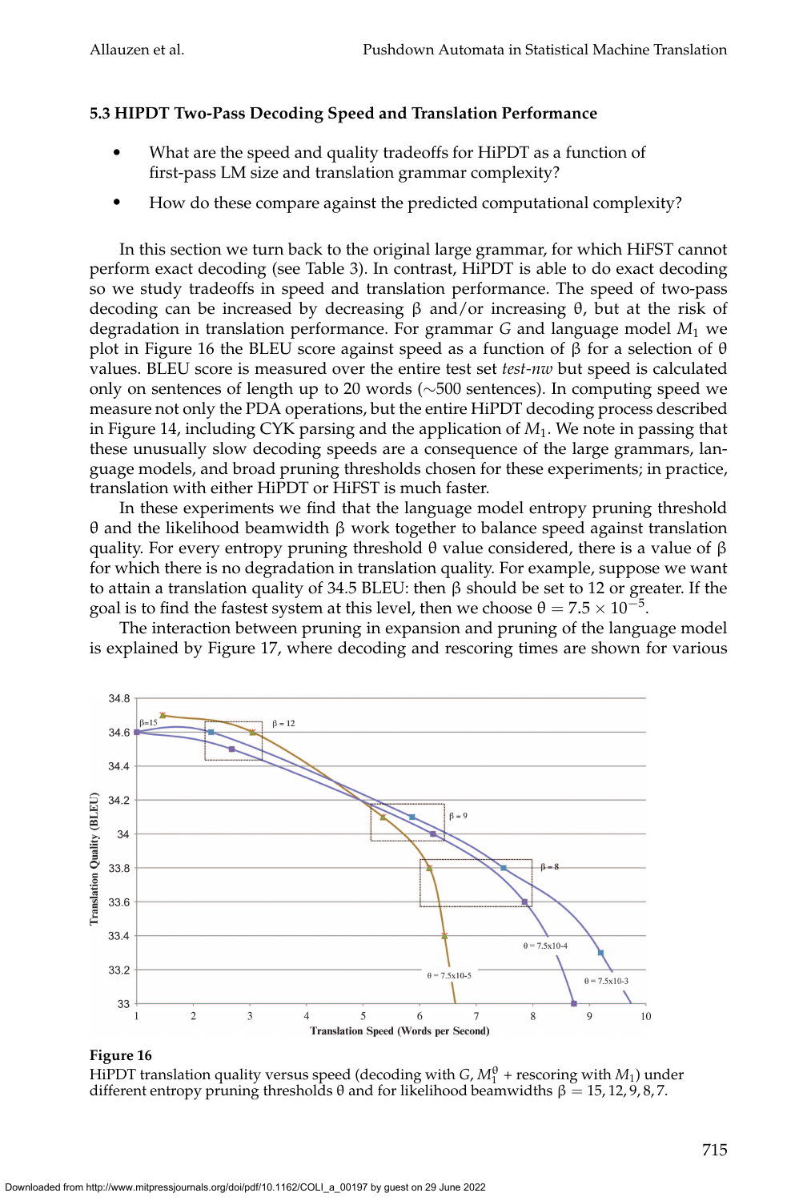### 5.3 HiPDT Two-Pass Decoding Speed and Translation Performance

- What are the speed and quality tradeoffs for HiPDT as a function of first-pass LM size and translation grammar complexity?
- How do these compare against the predicted computational complexity?

In this section we turn back to the original large grammar, for which HiFST cannot perform exact decoding (see Table 3). In contrast, HiPDT is able to do exact decoding so we study tradeoffs in speed and translation performance. The speed of two-pass decoding can be increased by decreasing $\beta$ and/or increasing $\theta$, but at the risk of degradation in translation performance. For grammar $G$ and language model $M_1$ we plot in Figure 16 the BLEU score against speed as a function of $\beta$ for a selection of $\theta$ values. BLEU score is measured over the entire test set *test-nw* but speed is calculated only on sentences of length up to 20 words (~500 sentences). In computing speed we measure not only the PDA operations, but the entire HiPDT decoding process described in Figure 14, including CYK parsing and the application of $M_1$. We note in passing that these unusually slow decoding speeds are a consequence of the large grammars, language models, and broad pruning thresholds chosen for these experiments; in practice, translation with either HiPDT or HiFST is much faster.

In these experiments we find that the language model entropy pruning threshold $\theta$ and the likelihood beamwidth $\beta$ work together to balance speed against translation quality. For every entropy pruning threshold $\theta$ value considered, there is a value of $\beta$ for which there is no degradation in translation quality. For example, suppose we want to attain a translation quality of 34.5 BLEU: then $\beta$ should be set to 12 or greater. If the goal is to find the fastest system at this level, then we choose $\theta = 7.5 \times 10^{-5}$.

The interaction between pruning in expansion and pruning of the language model is explained by Figure 17, where decoding and rescoring times are shown for various

**Figure 16**
HiPDT translation quality versus speed (decoding with $G, M_1^{\theta}$ + rescoring with $M_1$) under different entropy pruning thresholds $\theta$ and for likelihood beamwidths $\beta = 15, 12, 9, 8, 7$.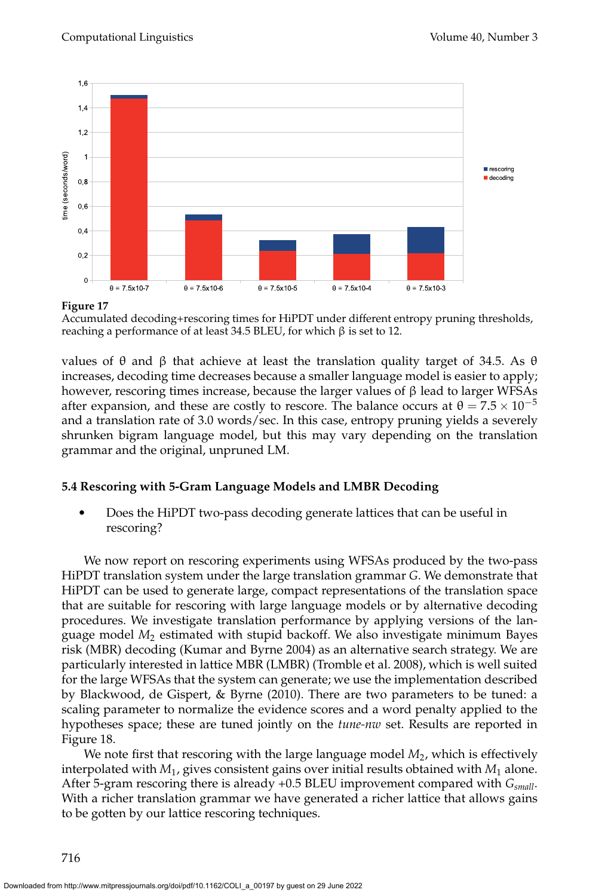Figure 17
Accumulated decoding+rescoring times for HiPDT under different entropy pruning thresholds, reaching a performance of at least 34.5 BLEU, for which $\beta$ is set to 12.

values of $\theta$ and $\beta$ that achieve at least the translation quality target of 34.5. As $\theta$ increases, decoding time decreases because a smaller language model is easier to apply; however, rescoring times increase, because the larger values of $\beta$ lead to larger WFSAs after expansion, and these are costly to rescore. The balance occurs at $\theta = 7.5 \times 10^{-5}$ and a translation rate of 3.0 words/sec. In this case, entropy pruning yields a severely shrunken bigram language model, but this may vary depending on the translation grammar and the original, unpruned LM.

### 5.4 Rescoring with 5-Gram Language Models and LMBR Decoding

- Does the HiPDT two-pass decoding generate lattices that can be useful in rescoring?

We now report on rescoring experiments using WFSAs produced by the two-pass HiPDT translation system under the large translation grammar $G$. We demonstrate that HiPDT can be used to generate large, compact representations of the translation space that are suitable for rescoring with large language models or by alternative decoding procedures. We investigate translation performance by applying versions of the language model $M_2$ estimated with stupid backoff. We also investigate minimum Bayes risk (MBR) decoding (Kumar and Byrne 2004) as an alternative search strategy. We are particularly interested in lattice MBR (LMBR) (Tromble et al. 2008), which is well suited for the large WFSAs that the system can generate; we use the implementation described by Blackwood, de Gispert, & Byrne (2010). There are two parameters to be tuned: a scaling parameter to normalize the evidence scores and a word penalty applied to the hypotheses space; these are tuned jointly on the *tune-nw* set. Results are reported in Figure 18.

We note first that rescoring with the large language model $M_2$, which is effectively interpolated with $M_1$, gives consistent gains over initial results obtained with $M_1$ alone. After 5-gram rescoring there is already +0.5 BLEU improvement compared with $G_{small}$. With a richer translation grammar we have generated a richer lattice that allows gains to be gotten by our lattice rescoring techniques.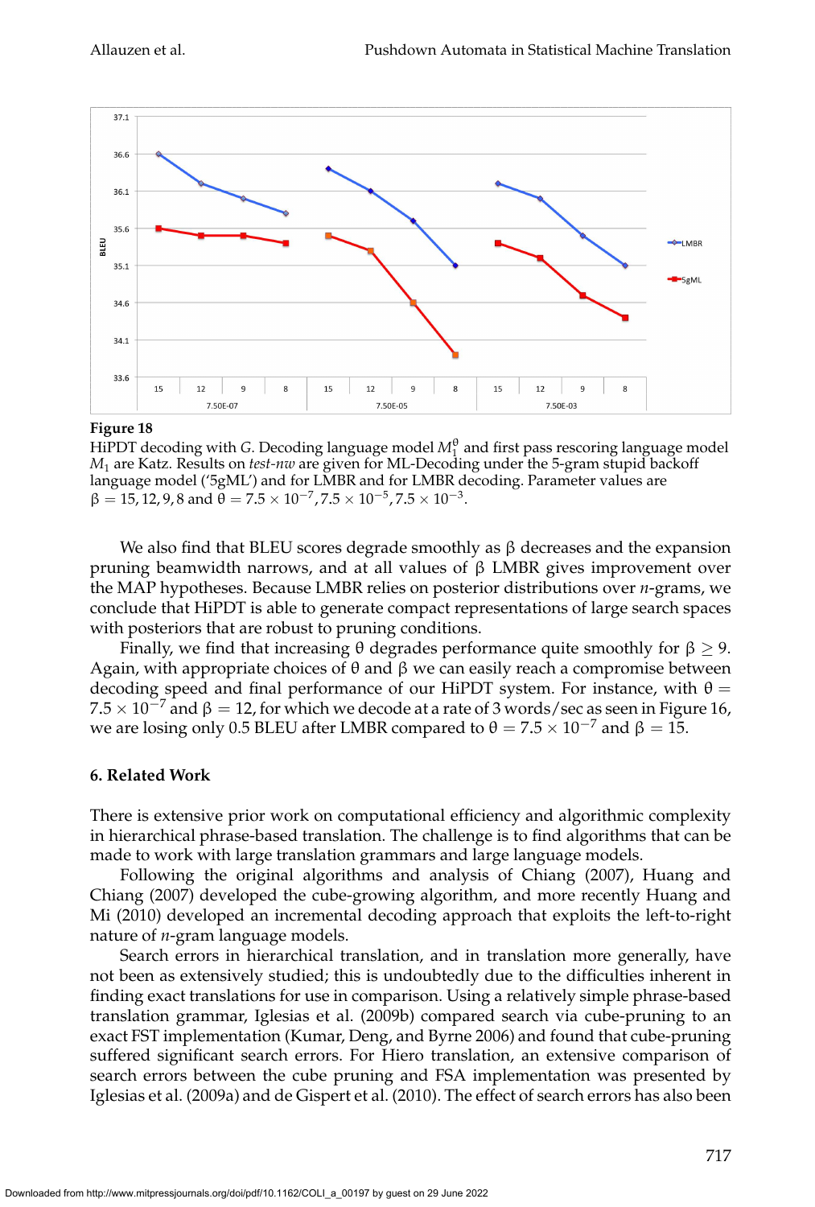**Figure 18**
HiPDT decoding with $G$. Decoding language model $M_1^{\theta}$ and first pass rescoring language model $M_1$ are Katz. Results on *test-nw* are given for ML-Decoding under the 5-gram stupid backoff language model ('5gML') and for LMBR and for LMBR decoding. Parameter values are $\beta = 15, 12, 9, 8$ and $\theta = 7.5 \times 10^{-7}, 7.5 \times 10^{-5}, 7.5 \times 10^{-3}$.

We also find that BLEU scores degrade smoothly as $\beta$ decreases and the expansion pruning beamwidth narrows, and at all values of $\beta$ LMBR gives improvement over the MAP hypotheses. Because LMBR relies on posterior distributions over $n$-grams, we conclude that HiPDT is able to generate compact representations of large search spaces with posteriors that are robust to pruning conditions.

Finally, we find that increasing $\theta$ degrades performance quite smoothly for $\beta \geq 9$. Again, with appropriate choices of $\theta$ and $\beta$ we can easily reach a compromise between decoding speed and final performance of our HiPDT system. For instance, with $\theta = 7.5 \times 10^{-7}$ and $\beta = 12$, for which we decode at a rate of 3 words/sec as seen in Figure 16, we are losing only 0.5 BLEU after LMBR compared to $\theta = 7.5 \times 10^{-7}$ and $\beta = 15$.

## 6. Related Work

There is extensive prior work on computational efficiency and algorithmic complexity in hierarchical phrase-based translation. The challenge is to find algorithms that can be made to work with large translation grammars and large language models.

Following the original algorithms and analysis of Chiang (2007), Huang and Chiang (2007) developed the cube-growing algorithm, and more recently Huang and Mi (2010) developed an incremental decoding approach that exploits the left-to-right nature of $n$-gram language models.

Search errors in hierarchical translation, and in translation more generally, have not been as extensively studied; this is undoubtedly due to the difficulties inherent in finding exact translations for use in comparison. Using a relatively simple phrase-based translation grammar, Iglesias et al. (2009b) compared search via cube-pruning to an exact FST implementation (Kumar, Deng, and Byrne 2006) and found that cube-pruning suffered significant search errors. For Hiero translation, an extensive comparison of search errors between the cube pruning and FSA implementation was presented by Iglesias et al. (2009a) and de Gispert et al. (2010). The effect of search errors has also been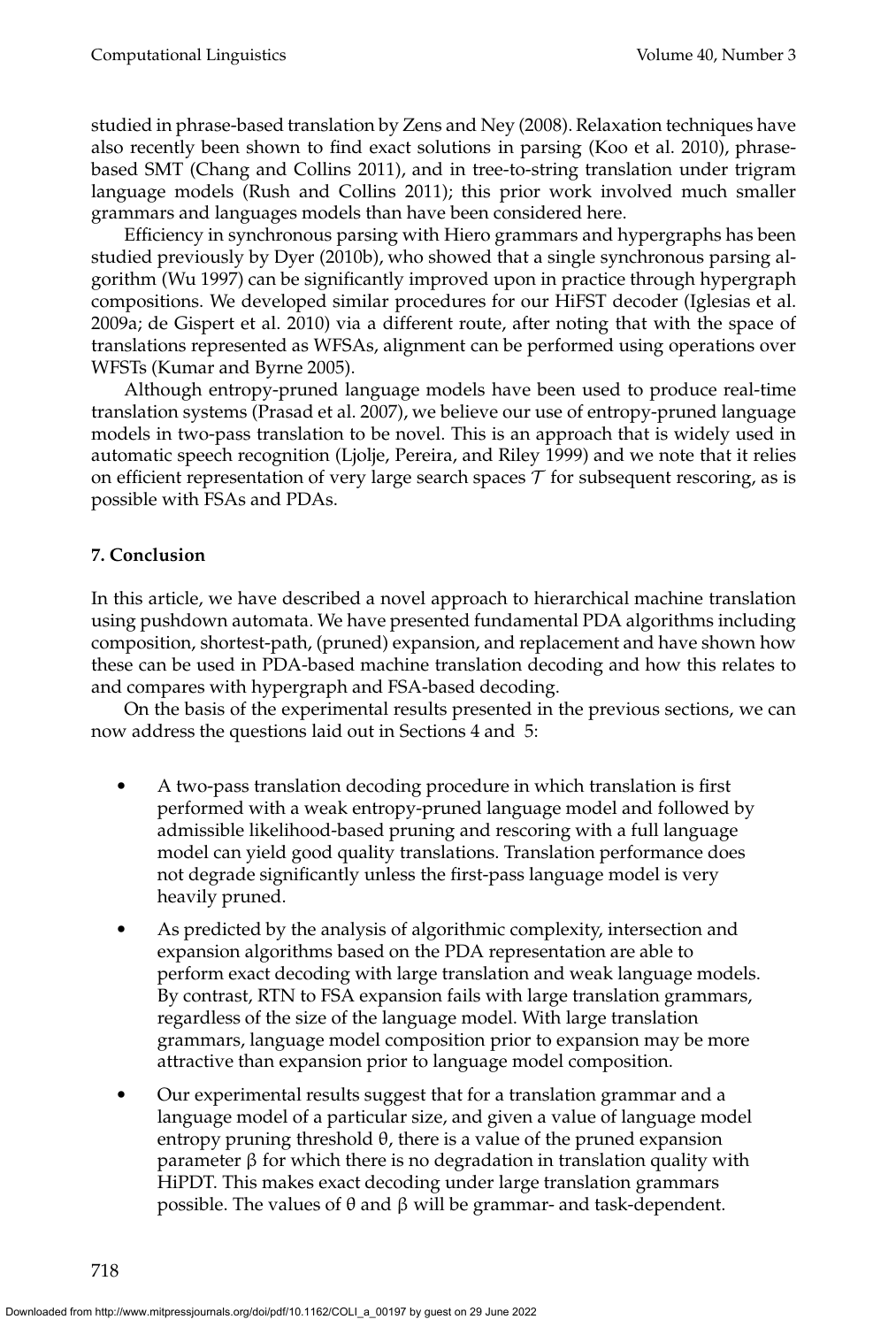studied in phrase-based translation by Zens and Ney (2008). Relaxation techniques have also recently been shown to find exact solutions in parsing (Koo et al. 2010), phrase-based SMT (Chang and Collins 2011), and in tree-to-string translation under trigram language models (Rush and Collins 2011); this prior work involved much smaller grammars and languages models than have been considered here.

Efficiency in synchronous parsing with Hiero grammars and hypergraphs has been studied previously by Dyer (2010b), who showed that a single synchronous parsing algorithm (Wu 1997) can be significantly improved upon in practice through hypergraph compositions. We developed similar procedures for our HiFST decoder (Iglesias et al. 2009a; de Gispert et al. 2010) via a different route, after noting that with the space of translations represented as WFSAs, alignment can be performed using operations over WFSTs (Kumar and Byrne 2005).

Although entropy-pruned language models have been used to produce real-time translation systems (Prasad et al. 2007), we believe our use of entropy-pruned language models in two-pass translation to be novel. This is an approach that is widely used in automatic speech recognition (Ljolje, Pereira, and Riley 1999) and we note that it relies on efficient representation of very large search spaces $\mathcal{T}$ for subsequent rescoring, as is possible with FSAs and PDAs.

## 7. Conclusion

In this article, we have described a novel approach to hierarchical machine translation using pushdown automata. We have presented fundamental PDA algorithms including composition, shortest-path, (pruned) expansion, and replacement and have shown how these can be used in PDA-based machine translation decoding and how this relates to and compares with hypergraph and FSA-based decoding.

On the basis of the experimental results presented in the previous sections, we can now address the questions laid out in Sections 4 and 5:

- A two-pass translation decoding procedure in which translation is first performed with a weak entropy-pruned language model and followed by admissible likelihood-based pruning and rescoring with a full language model can yield good quality translations. Translation performance does not degrade significantly unless the first-pass language model is very heavily pruned.
- As predicted by the analysis of algorithmic complexity, intersection and expansion algorithms based on the PDA representation are able to perform exact decoding with large translation and weak language models. By contrast, RTN to FSA expansion fails with large translation grammars, regardless of the size of the language model. With large translation grammars, language model composition prior to expansion may be more attractive than expansion prior to language model composition.
- Our experimental results suggest that for a translation grammar and a language model of a particular size, and given a value of language model entropy pruning threshold $\theta$, there is a value of the pruned expansion parameter $\beta$ for which there is no degradation in translation quality with HiPDT. This makes exact decoding under large translation grammars possible. The values of $\theta$ and $\beta$ will be grammar- and task-dependent.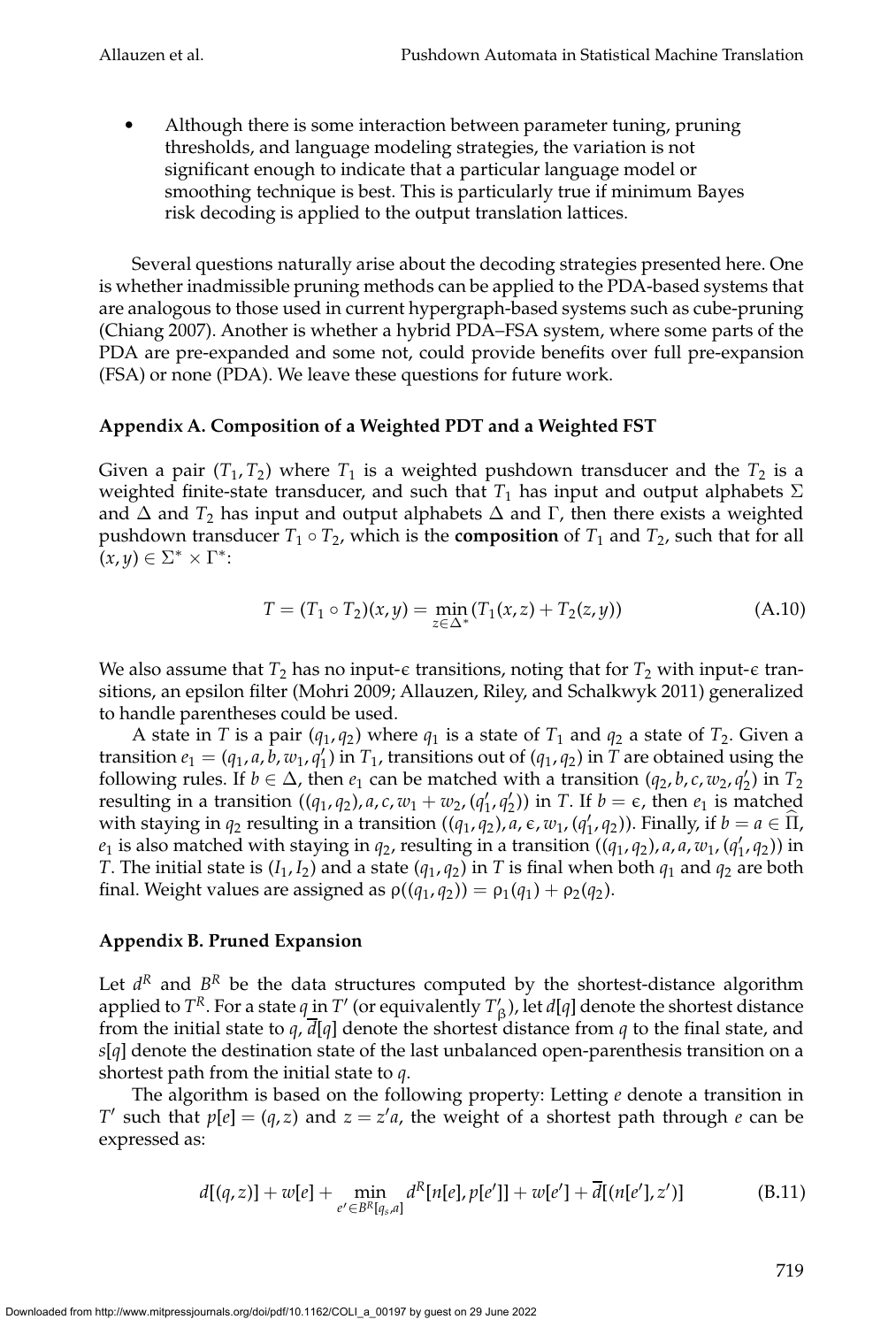- Although there is some interaction between parameter tuning, pruning thresholds, and language modeling strategies, the variation is not significant enough to indicate that a particular language model or smoothing technique is best. This is particularly true if minimum Bayes risk decoding is applied to the output translation lattices.

Several questions naturally arise about the decoding strategies presented here. One is whether inadmissible pruning methods can be applied to the PDA-based systems that are analogous to those used in current hypergraph-based systems such as cube-pruning (Chiang 2007). Another is whether a hybrid PDA–FSA system, where some parts of the PDA are pre-expanded and some not, could provide benefits over full pre-expansion (FSA) or none (PDA). We leave these questions for future work.

### Appendix A. Composition of a Weighted PDT and a Weighted FST

Given a pair $(T_1, T_2)$ where $T_1$ is a weighted pushdown transducer and the $T_2$ is a weighted finite-state transducer, and such that $T_1$ has input and output alphabets $\Sigma$ and $\Delta$ and $T_2$ has input and output alphabets $\Delta$ and $\Gamma$, then there exists a weighted pushdown transducer $T_1 \circ T_2$, which is the **composition** of $T_1$ and $T_2$, such that for all $(x, y) \in \Sigma^* \times \Gamma^*$:

$$T = (T_1 \circ T_2)(x, y) = \min_{z \in \Delta^*} (T_1(x, z) + T_2(z, y)) \tag{A.10}$$

We also assume that $T_2$ has no input-$\epsilon$ transitions, noting that for $T_2$ with input-$\epsilon$ transitions, an epsilon filter (Mohri 2009; Allauzen, Riley, and Schalkwyk 2011) generalized to handle parentheses could be used.

A state in $T$ is a pair $(q_1, q_2)$ where $q_1$ is a state of $T_1$ and $q_2$ a state of $T_2$. Given a transition $e_1 = (q_1, a, b, w_1, q_1')$ in $T_1$, transitions out of $(q_1, q_2)$ in $T$ are obtained using the following rules. If $b \in \Delta$, then $e_1$ can be matched with a transition $(q_2, b, c, w_2, q_2')$ in $T_2$ resulting in a transition $((q_1, q_2), a, c, w_1 + w_2, (q_1', q_2'))$ in $T$. If $b = \epsilon$, then $e_1$ is matched with staying in $q_2$ resulting in a transition $((q_1, q_2), a, \epsilon, w_1, (q_1', q_2))$. Finally, if $b = a \in \widehat{\Pi}$, $e_1$ is also matched with staying in $q_2$, resulting in a transition $((q_1, q_2), a, a, w_1, (q_1', q_2))$ in $T$. The initial state is $(I_1, I_2)$ and a state $(q_1, q_2)$ in $T$ is final when both $q_1$ and $q_2$ are both final. Weight values are assigned as $\rho((q_1, q_2)) = \rho_1(q_1) + \rho_2(q_2)$.

### Appendix B. Pruned Expansion

Let $d^R$ and $B^R$ be the data structures computed by the shortest-distance algorithm applied to $T^R$. For a state $q$ in $T'$ (or equivalently $T'_\beta$), let $d[q]$ denote the shortest distance from the initial state to $q$, $\overline{d}[q]$ denote the shortest distance from $q$ to the final state, and $s[q]$ denote the destination state of the last unbalanced open-parenthesis transition on a shortest path from the initial state to $q$.

The algorithm is based on the following property: Letting $e$ denote a transition in $T'$ such that $p[e] = (q, z)$ and $z = z'a$, the weight of a shortest path through $e$ can be expressed as:

$$d[(q, z)] + w[e] + \min_{e' \in B^R[q_s, a]} d^R[n[e], p[e']] + w[e'] + \overline{d}[(n[e'], z')] \tag{B.11}$$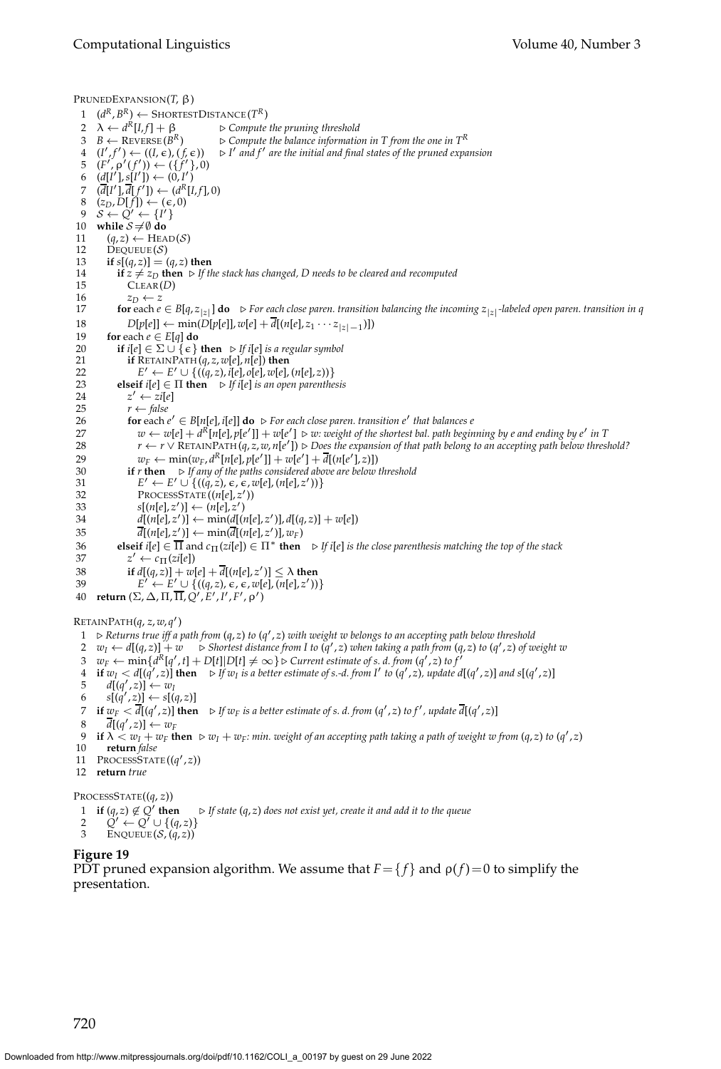PrunedExpansion($T$, $\beta$)

```
1  (d^R, B^R) ← ShortestDistance(T^R)
2  λ ← d^R[I, f] + β            ▷ Compute the pruning threshold
3  B ← Reverse(B^R)             ▷ Compute the balance information in T from the one in T^R
4  (I', f') ← ((I, ε), (f, ε))  ▷ I' and f' are the initial and final states of the pruned expansion
5  (F', ρ'(f')) ← ({f'}, 0)
6  (d[I'], s[I']) ← (0, I')
7  (d̄[I'], d̄[f']) ← (d^R[I, f], 0)
8  (z_D, D[f]) ← (ε, 0)
9  S ← Q' ← {I'}
10 while S ≠ ∅ do
11     (q, z) ← Head(S)
12     Dequeue(S)
13     if s[(q, z)] = (q, z) then
14         if z ≠ z_D then  ▷ If the stack has changed, D needs to be cleared and recomputed
15             Clear(D)
16             z_D ← z
17         for each e ∈ B[q, z_{|z|}] do   ▷ For each close paren. transition balancing the incoming z_{|z|}-labeled open paren. transition in q
18             D[p[e]] ← min(D[p[e]], w[e] + d̄[(n[e], z_1 ··· z_{|z|−1})])
19     for each e ∈ E[q] do
20         if i[e] ∈ Σ ∪ {ε} then   ▷ If i[e] is a regular symbol
21             if RetainPath(q, z, w[e], n[e]) then
22                 E' ← E' ∪ {((q, z), i[e], o[e], w[e], (n[e], z))}
23         elseif i[e] ∈ Π then   ▷ If i[e] is an open parenthesis
24             z' ← z i[e]
25             r ← false
26             for each e' ∈ B[n[e], i[e]] do  ▷ For each close paren. transition e' that balances e
27                 w ← w[e] + d^R[n[e], p[e']] + w[e']  ▷ w: weight of the shortest bal. path beginning by e and ending by e' in T
28                 r ← r ∨ RetainPath(q, z, w, n[e'])  ▷ Does the expansion of that path belong to an accepting path below threshold?
29                 w_F ← min(w_F, d^R[n[e], p[e']] + w[e'] + d̄[(n[e'], z)])
30             if r then    ▷ If any of the paths considered above are below threshold
31                 E' ← E' ∪ {((q, z), ε, ε, w[e], (n[e], z'))}
32                 ProcessState((n[e], z'))
33                 s[(n[e], z')] ← (n[e], z')
34                 d[(n[e], z')] ← min(d[(n[e], z')], d[(q, z)] + w[e])
35                 d̄[(n[e], z')] ← min(d̄[(n[e], z')], w_F)
36         elseif i[e] ∈ Π̄ and c_Π(z i[e]) ∈ Π* then   ▷ If i[e] is the close parenthesis matching the top of the stack
37             z' ← c_Π(z i[e])
38             if d[(q, z)] + w[e] + d̄[(n[e], z')] ≤ λ then
39                 E' ← E' ∪ {((q, z), ε, ε, w[e], (n[e], z'))}
40 return (Σ, Δ, Π, Π̄, Q', E', I', F', ρ')
```

RetainPath($q, z, w, q'$)

```
1  ▷ Returns true iff a path from (q, z) to (q', z) with weight w belongs to an accepting path below threshold
2  w_I ← d[(q, z)] + w      ▷ Shortest distance from I to (q', z) when taking a path from (q, z) to (q', z) of weight w
3  w_F ← min{d^R[q', t] + D[t] | D[t] ≠ ∞}  ▷ Current estimate of s. d. from (q', z) to f'
4  if w_I < d[(q', z)] then    ▷ If w_I is a better estimate of s.-d. from I' to (q', z), update d[(q', z)] and s[(q', z)]
5      d[(q', z)] ← w_I
6      s[(q', z)] ← s[(q, z)]
7  if w_F < d̄[(q', z)] then    ▷ If w_F is a better estimate of s. d. from (q', z) to f', update d̄[(q', z)]
8      d̄[(q', z)] ← w_F
9  if λ < w_I + w_F then  ▷ w_I + w_F: min. weight of an accepting path taking a path of weight w from (q, z) to (q', z)
10     return false
11 ProcessState((q', z))
12 return true
```

ProcessState($(q, z)$)

```
1  if (q, z) ∉ Q' then      ▷ If state (q, z) does not exist yet, create it and add it to the queue
2      Q' ← Q' ∪ {(q, z)}
3      Enqueue(S, (q, z))
```

**Figure 19**
PDT pruned expansion algorithm. We assume that $F = \{f\}$ and $\rho(f) = 0$ to simplify the presentation.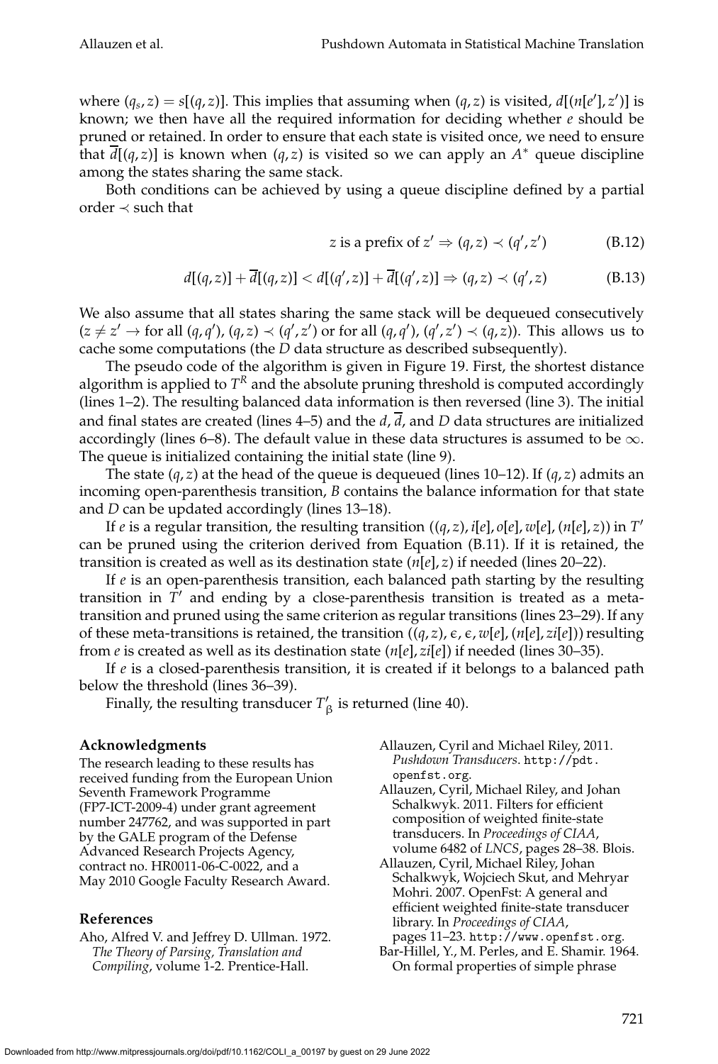where $(q_s, z) = s[(q, z)]$. This implies that assuming when $(q, z)$ is visited, $d[(n[e'], z')]$ is known; we then have all the required information for deciding whether $e$ should be pruned or retained. In order to ensure that each state is visited once, we need to ensure that $\overline{d}[(q, z)]$ is known when $(q, z)$ is visited so we can apply an $A^*$ queue discipline among the states sharing the same stack.

Both conditions can be achieved by using a queue discipline defined by a partial order $\prec$ such that

$$z \text{ is a prefix of } z' \Rightarrow (q, z) \prec (q', z') \tag{B.12}$$

$$d[(q, z)] + \overline{d}[(q, z)] < d[(q', z)] + \overline{d}[(q', z)] \Rightarrow (q, z) \prec (q', z) \tag{B.13}$$

We also assume that all states sharing the same stack will be dequeued consecutively ($z \neq z' \rightarrow$ for all $(q, q')$, $(q, z) \prec (q', z')$ or for all $(q, q')$, $(q', z') \prec (q, z)$). This allows us to cache some computations (the $D$ data structure as described subsequently).

The pseudo code of the algorithm is given in Figure 19. First, the shortest distance algorithm is applied to $T^R$ and the absolute pruning threshold is computed accordingly (lines 1–2). The resulting balanced data information is then reversed (line 3). The initial and final states are created (lines 4–5) and the $d$, $\overline{d}$, and $D$ data structures are initialized accordingly (lines 6–8). The default value in these data structures is assumed to be $\infty$. The queue is initialized containing the initial state (line 9).

The state $(q, z)$ at the head of the queue is dequeued (lines 10–12). If $(q, z)$ admits an incoming open-parenthesis transition, $B$ contains the balance information for that state and $D$ can be updated accordingly (lines 13–18).

If $e$ is a regular transition, the resulting transition $((q, z), i[e], o[e], w[e], (n[e], z))$ in $T'$ can be pruned using the criterion derived from Equation (B.11). If it is retained, the transition is created as well as its destination state $(n[e], z)$ if needed (lines 20–22).

If $e$ is an open-parenthesis transition, each balanced path starting by the resulting transition in $T'$ and ending by a close-parenthesis transition is treated as a meta-transition and pruned using the same criterion as regular transitions (lines 23–29). If any of these meta-transitions is retained, the transition $((q, z), \epsilon, \epsilon, w[e], (n[e], zi[e]))$ resulting from $e$ is created as well as its destination state $(n[e], zi[e])$ if needed (lines 30–35).

If $e$ is a closed-parenthesis transition, it is created if it belongs to a balanced path below the threshold (lines 36–39).

Finally, the resulting transducer $T'_\beta$ is returned (line 40).

## Acknowledgments

The research leading to these results has received funding from the European Union Seventh Framework Programme (FP7-ICT-2009-4) under grant agreement number 247762, and was supported in part by the GALE program of the Defense Advanced Research Projects Agency, contract no. HR0011-06-C-0022, and a May 2010 Google Faculty Research Award.

## References

Aho, Alfred V. and Jeffrey D. Ullman. 1972. *The Theory of Parsing, Translation and Compiling*, volume 1-2. Prentice-Hall.

Allauzen, Cyril and Michael Riley, 2011. *Pushdown Transducers*. http://pdt.openfst.org.

Allauzen, Cyril, Michael Riley, and Johan Schalkwyk. 2011. Filters for efficient composition of weighted finite-state transducers. In *Proceedings of CIAA*, volume 6482 of *LNCS*, pages 28–38. Blois.

Allauzen, Cyril, Michael Riley, Johan Schalkwyk, Wojciech Skut, and Mehryar Mohri. 2007. OpenFst: A general and efficient weighted finite-state transducer library. In *Proceedings of CIAA*, pages 11–23. http://www.openfst.org.

Bar-Hillel, Y., M. Perles, and E. Shamir. 1964. On formal properties of simple phrase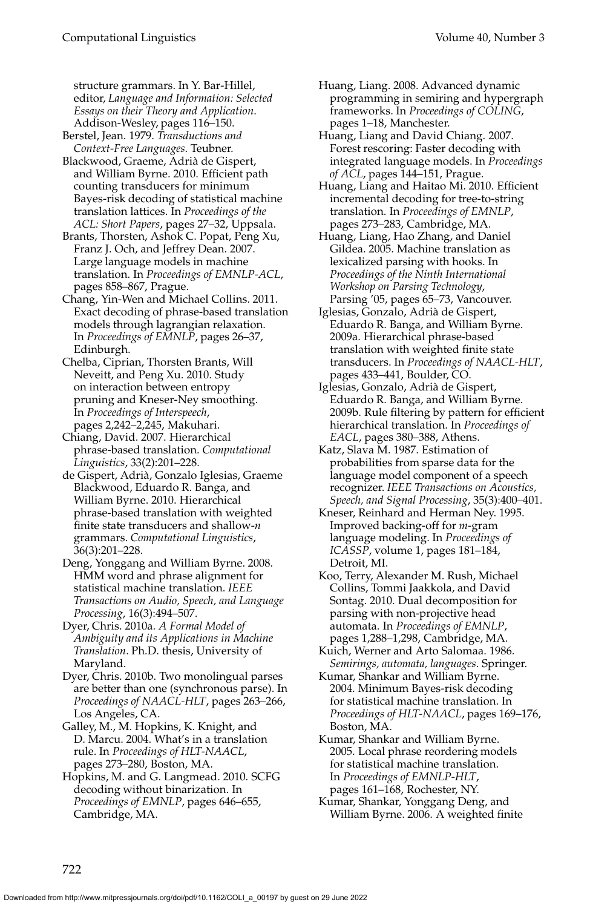structure grammars. In Y. Bar-Hillel, editor, *Language and Information: Selected Essays on their Theory and Application*. Addison-Wesley, pages 116–150.

Berstel, Jean. 1979. *Transductions and Context-Free Languages*. Teubner.

Blackwood, Graeme, Adrià de Gispert, and William Byrne. 2010. Efficient path counting transducers for minimum Bayes-risk decoding of statistical machine translation lattices. In *Proceedings of the ACL: Short Papers*, pages 27–32, Uppsala.

Brants, Thorsten, Ashok C. Popat, Peng Xu, Franz J. Och, and Jeffrey Dean. 2007. Large language models in machine translation. In *Proceedings of EMNLP-ACL*, pages 858–867, Prague.

Chang, Yin-Wen and Michael Collins. 2011. Exact decoding of phrase-based translation models through lagrangian relaxation. In *Proceedings of EMNLP*, pages 26–37, Edinburgh.

Chelba, Ciprian, Thorsten Brants, Will Neveitt, and Peng Xu. 2010. Study on interaction between entropy pruning and Kneser-Ney smoothing. In *Proceedings of Interspeech*, pages 2,242–2,245, Makuhari.

Chiang, David. 2007. Hierarchical phrase-based translation. *Computational Linguistics*, 33(2):201–228.

de Gispert, Adrià, Gonzalo Iglesias, Graeme Blackwood, Eduardo R. Banga, and William Byrne. 2010. Hierarchical phrase-based translation with weighted finite state transducers and shallow-*n* grammars. *Computational Linguistics*, 36(3):201–228.

Deng, Yonggang and William Byrne. 2008. HMM word and phrase alignment for statistical machine translation. *IEEE Transactions on Audio, Speech, and Language Processing*, 16(3):494–507.

Dyer, Chris. 2010a. *A Formal Model of Ambiguity and its Applications in Machine Translation*. Ph.D. thesis, University of Maryland.

Dyer, Chris. 2010b. Two monolingual parses are better than one (synchronous parse). In *Proceedings of NAACL-HLT*, pages 263–266, Los Angeles, CA.

Galley, M., M. Hopkins, K. Knight, and D. Marcu. 2004. What's in a translation rule. In *Proceedings of HLT-NAACL*, pages 273–280, Boston, MA.

Hopkins, M. and G. Langmead. 2010. SCFG decoding without binarization. In *Proceedings of EMNLP*, pages 646–655, Cambridge, MA.

Huang, Liang. 2008. Advanced dynamic programming in semiring and hypergraph frameworks. In *Proceedings of COLING*, pages 1–18, Manchester.

Huang, Liang and David Chiang. 2007. Forest rescoring: Faster decoding with integrated language models. In *Proceedings of ACL*, pages 144–151, Prague.

Huang, Liang and Haitao Mi. 2010. Efficient incremental decoding for tree-to-string translation. In *Proceedings of EMNLP*, pages 273–283, Cambridge, MA.

Huang, Liang, Hao Zhang, and Daniel Gildea. 2005. Machine translation as lexicalized parsing with hooks. In *Proceedings of the Ninth International Workshop on Parsing Technology*, Parsing '05, pages 65–73, Vancouver.

Iglesias, Gonzalo, Adrià de Gispert, Eduardo R. Banga, and William Byrne. 2009a. Hierarchical phrase-based translation with weighted finite state transducers. In *Proceedings of NAACL-HLT*, pages 433–441, Boulder, CO.

Iglesias, Gonzalo, Adrià de Gispert, Eduardo R. Banga, and William Byrne. 2009b. Rule filtering by pattern for efficient hierarchical translation. In *Proceedings of EACL*, pages 380–388, Athens.

Katz, Slava M. 1987. Estimation of probabilities from sparse data for the language model component of a speech recognizer. *IEEE Transactions on Acoustics, Speech, and Signal Processing*, 35(3):400–401.

Kneser, Reinhard and Herman Ney. 1995. Improved backing-off for *m*-gram language modeling. In *Proceedings of ICASSP*, volume 1, pages 181–184, Detroit, MI.

Koo, Terry, Alexander M. Rush, Michael Collins, Tommi Jaakkola, and David Sontag. 2010. Dual decomposition for parsing with non-projective head automata. In *Proceedings of EMNLP*, pages 1,288–1,298, Cambridge, MA.

Kuich, Werner and Arto Salomaa. 1986. *Semirings, automata, languages*. Springer.

Kumar, Shankar and William Byrne. 2004. Minimum Bayes-risk decoding for statistical machine translation. In *Proceedings of HLT-NAACL*, pages 169–176, Boston, MA.

Kumar, Shankar and William Byrne. 2005. Local phrase reordering models for statistical machine translation. In *Proceedings of EMNLP-HLT*, pages 161–168, Rochester, NY.

Kumar, Shankar, Yonggang Deng, and William Byrne. 2006. A weighted finite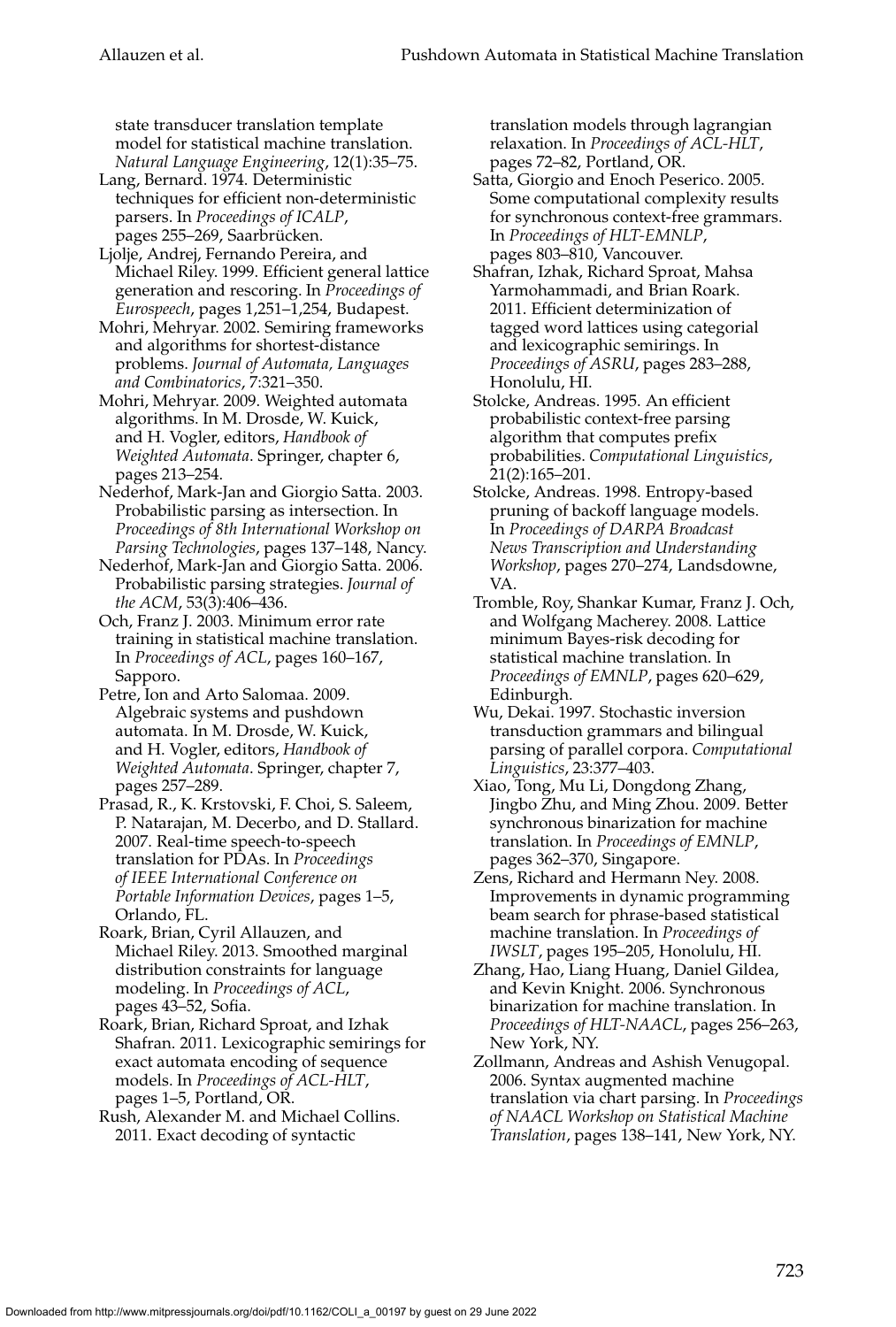state transducer translation template model for statistical machine translation. *Natural Language Engineering*, 12(1):35–75.

Lang, Bernard. 1974. Deterministic techniques for efficient non-deterministic parsers. In *Proceedings of ICALP*, pages 255–269, Saarbrücken.

Ljolje, Andrej, Fernando Pereira, and Michael Riley. 1999. Efficient general lattice generation and rescoring. In *Proceedings of Eurospeech*, pages 1,251–1,254, Budapest.

Mohri, Mehryar. 2002. Semiring frameworks and algorithms for shortest-distance problems. *Journal of Automata, Languages and Combinatorics*, 7:321–350.

Mohri, Mehryar. 2009. Weighted automata algorithms. In M. Drosde, W. Kuick, and H. Vogler, editors, *Handbook of Weighted Automata*. Springer, chapter 6, pages 213–254.

Nederhof, Mark-Jan and Giorgio Satta. 2003. Probabilistic parsing as intersection. In *Proceedings of 8th International Workshop on Parsing Technologies*, pages 137–148, Nancy.

Nederhof, Mark-Jan and Giorgio Satta. 2006. Probabilistic parsing strategies. *Journal of the ACM*, 53(3):406–436.

Och, Franz J. 2003. Minimum error rate training in statistical machine translation. In *Proceedings of ACL*, pages 160–167, Sapporo.

Petre, Ion and Arto Salomaa. 2009. Algebraic systems and pushdown automata. In M. Drosde, W. Kuick, and H. Vogler, editors, *Handbook of Weighted Automata*. Springer, chapter 7, pages 257–289.

Prasad, R., K. Krstovski, F. Choi, S. Saleem, P. Natarajan, M. Decerbo, and D. Stallard. 2007. Real-time speech-to-speech translation for PDAs. In *Proceedings of IEEE International Conference on Portable Information Devices*, pages 1–5, Orlando, FL.

Roark, Brian, Cyril Allauzen, and Michael Riley. 2013. Smoothed marginal distribution constraints for language modeling. In *Proceedings of ACL*, pages 43–52, Sofia.

Roark, Brian, Richard Sproat, and Izhak Shafran. 2011. Lexicographic semirings for exact automata encoding of sequence models. In *Proceedings of ACL-HLT*, pages 1–5, Portland, OR.

Rush, Alexander M. and Michael Collins. 2011. Exact decoding of syntactic translation models through lagrangian relaxation. In *Proceedings of ACL-HLT*, pages 72–82, Portland, OR.

Satta, Giorgio and Enoch Peserico. 2005. Some computational complexity results for synchronous context-free grammars. In *Proceedings of HLT-EMNLP*, pages 803–810, Vancouver.

Shafran, Izhak, Richard Sproat, Mahsa Yarmohammadi, and Brian Roark. 2011. Efficient determinization of tagged word lattices using categorial and lexicographic semirings. In *Proceedings of ASRU*, pages 283–288, Honolulu, HI.

Stolcke, Andreas. 1995. An efficient probabilistic context-free parsing algorithm that computes prefix probabilities. *Computational Linguistics*, 21(2):165–201.

Stolcke, Andreas. 1998. Entropy-based pruning of backoff language models. In *Proceedings of DARPA Broadcast News Transcription and Understanding Workshop*, pages 270–274, Landsdowne, VA.

Tromble, Roy, Shankar Kumar, Franz J. Och, and Wolfgang Macherey. 2008. Lattice minimum Bayes-risk decoding for statistical machine translation. In *Proceedings of EMNLP*, pages 620–629, Edinburgh.

Wu, Dekai. 1997. Stochastic inversion transduction grammars and bilingual parsing of parallel corpora. *Computational Linguistics*, 23:377–403.

Xiao, Tong, Mu Li, Dongdong Zhang, Jingbo Zhu, and Ming Zhou. 2009. Better synchronous binarization for machine translation. In *Proceedings of EMNLP*, pages 362–370, Singapore.

Zens, Richard and Hermann Ney. 2008. Improvements in dynamic programming beam search for phrase-based statistical machine translation. In *Proceedings of IWSLT*, pages 195–205, Honolulu, HI.

Zhang, Hao, Liang Huang, Daniel Gildea, and Kevin Knight. 2006. Synchronous binarization for machine translation. In *Proceedings of HLT-NAACL*, pages 256–263, New York, NY.

Zollmann, Andreas and Ashish Venugopal. 2006. Syntax augmented machine translation via chart parsing. In *Proceedings of NAACL Workshop on Statistical Machine Translation*, pages 138–141, New York, NY.